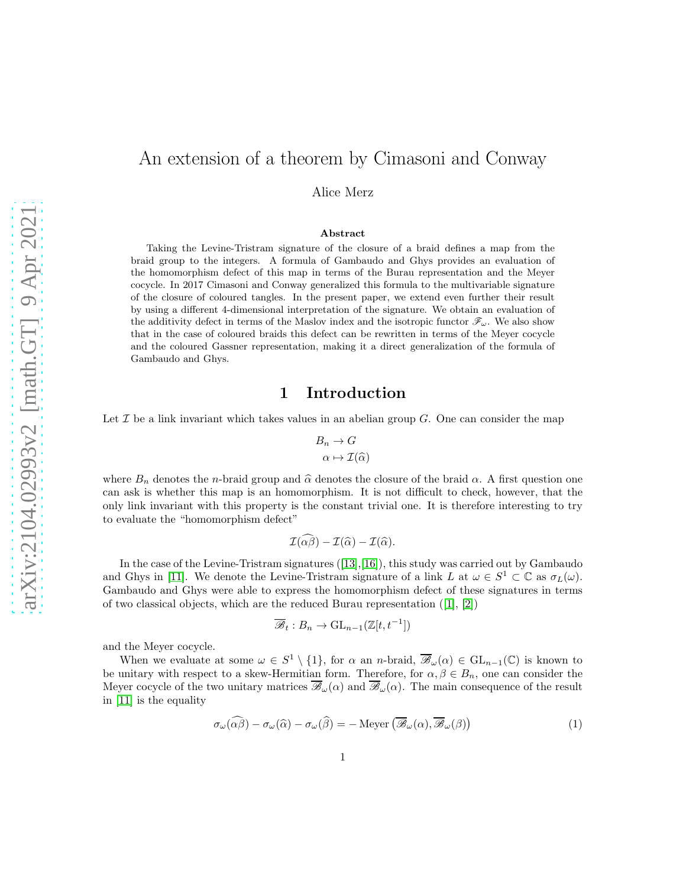# An extension of a theorem by Cimasoni and Conway

Alice Merz

### Abstract

Taking the Levine-Tristram signature of the closure of a braid defines a map from the braid group to the integers. A formula of Gambaudo and Ghys provides an evaluation of the homomorphism defect of this map in terms of the Burau representation and the Meyer cocycle. In 2017 Cimasoni and Conway generalized this formula to the multivariable signature of the closure of coloured tangles. In the present paper, we extend even further their result by using a different 4-dimensional interpretation of the signature. We obtain an evaluation of the additivity defect in terms of the Maslov index and the isotropic functor $\mathscr{F}_\omega$. We also show that in the case of coloured braids this defect can be rewritten in terms of the Meyer cocycle and the coloured Gassner representation, making it a direct generalization of the formula of Gambaudo and Ghys.

## 1 Introduction

Let $\mathcal{I}$ be a link invariant which takes values in an abelian group $G$. One can consider the map

$$
\begin{aligned}
B_n &\to G \\
\alpha &\mapsto \mathcal{I}(\widehat{\alpha})
\end{aligned}
$$

where $B_n$ denotes the $n$-braid group and $\widehat{\alpha}$ denotes the closure of the braid $\alpha$. A first question one can ask is whether this map is an homomorphism. It is not difficult to check, however, that the only link invariant with this property is the constant trivial one. It is therefore interesting to try to evaluate the "homomorphism defect"

$$
\mathcal{I}(\widehat{\alpha\beta}) - \mathcal{I}(\widehat{\alpha}) - \mathcal{I}(\widehat{\alpha}).
$$

In the case of the Levine-Tristram signatures ([13],[16]), this study was carried out by Gambaudo and Ghys in [11]. We denote the Levine-Tristram signature of a link $L$ at $\omega \in S^1 \subset \mathbb{C}$ as $\sigma_L(\omega)$. Gambaudo and Ghys were able to express the homomorphism defect of these signatures in terms of two classical objects, which are the reduced Burau representation ([1], [2])

$$
\overline{\mathscr{B}}_t : B_n \to \mathrm{GL}_{n-1}(\mathbb{Z}[t, t^{-1}])
$$

and the Meyer cocycle.

When we evaluate at some $\omega \in S^1 \setminus \{1\}$, for $\alpha$ an $n$-braid, $\overline{\mathscr{B}}_\omega(\alpha) \in \mathrm{GL}_{n-1}(\mathbb{C})$ is known to be unitary with respect to a skew-Hermitian form. Therefore, for $\alpha, \beta \in B_n$, one can consider the Meyer cocycle of the two unitary matrices $\overline{\mathscr{B}}_\omega(\alpha)$ and $\overline{\mathscr{B}}_\omega(\alpha)$. The main consequence of the result in [11] is the equality

$$
\sigma_\omega(\widehat{\alpha\beta}) - \sigma_\omega(\widehat{\alpha}) - \sigma_\omega(\widehat{\beta}) = -\,\mathrm{Meyer}\left(\overline{\mathscr{B}}_\omega(\alpha), \overline{\mathscr{B}}_\omega(\beta)\right) \tag{1}
$$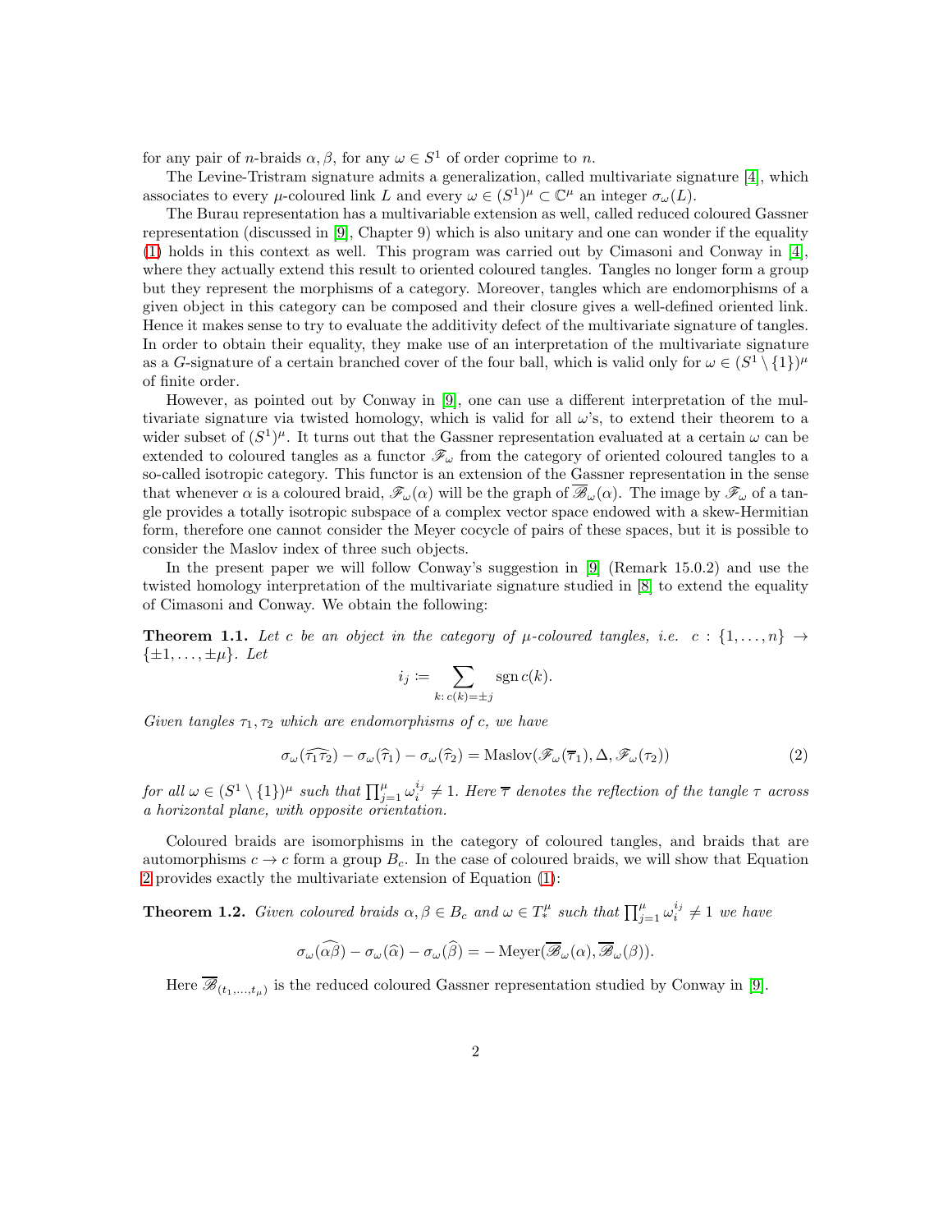for any pair of $n$-braids $\alpha, \beta$, for any $\omega \in S^1$ of order coprime to $n$.

The Levine-Tristram signature admits a generalization, called multivariate signature [4], which associates to every $\mu$-coloured link $L$ and every $\omega \in (S^1)^\mu \subset \mathbb{C}^\mu$ an integer $\sigma_\omega(L)$.

The Burau representation has a multivariable extension as well, called reduced coloured Gassner representation (discussed in [9], Chapter 9) which is also unitary and one can wonder if the equality (1) holds in this context as well. This program was carried out by Cimasoni and Conway in [4], where they actually extend this result to oriented coloured tangles. Tangles no longer form a group but they represent the morphisms of a category. Moreover, tangles which are endomorphisms of a given object in this category can be composed and their closure gives a well-defined oriented link. Hence it makes sense to try to evaluate the additivity defect of the multivariate signature of tangles. In order to obtain their equality, they make use of an interpretation of the multivariate signature as a $G$-signature of a certain branched cover of the four ball, which is valid only for $\omega \in (S^1 \setminus \{1\})^\mu$ of finite order.

However, as pointed out by Conway in [9], one can use a different interpretation of the multivariate signature via twisted homology, which is valid for all $\omega$'s, to extend their theorem to a wider subset of $(S^1)^\mu$. It turns out that the Gassner representation evaluated at a certain $\omega$ can be extended to coloured tangles as a functor $\mathscr{F}_\omega$ from the category of oriented coloured tangles to a so-called isotropic category. This functor is an extension of the Gassner representation in the sense that whenever $\alpha$ is a coloured braid, $\mathscr{F}_\omega(\alpha)$ will be the graph of $\overline{\mathscr{B}}_\omega(\alpha)$. The image by $\mathscr{F}_\omega$ of a tangle provides a totally isotropic subspace of a complex vector space endowed with a skew-Hermitian form, therefore one cannot consider the Meyer cocycle of pairs of these spaces, but it is possible to consider the Maslov index of three such objects.

In the present paper we will follow Conway's suggestion in [9] (Remark 15.0.2) and use the twisted homology interpretation of the multivariate signature studied in [8] to extend the equality of Cimasoni and Conway. We obtain the following:

**Theorem 1.1.** *Let $c$ be an object in the category of $\mu$-coloured tangles, i.e. $c : \{1, \dots, n\} \to \{\pm 1, \dots, \pm\mu\}$. Let*

$$i_j := \sum_{k:\, c(k) = \pm j} \operatorname{sgn} c(k).$$

*Given tangles $\tau_1, \tau_2$ which are endomorphisms of $c$, we have*

$$\sigma_\omega(\widehat{\tau_1\tau_2}) - \sigma_\omega(\widehat{\tau}_1) - \sigma_\omega(\widehat{\tau}_2) = \operatorname{Maslov}(\mathscr{F}_\omega(\overline{\tau}_1), \Delta, \mathscr{F}_\omega(\tau_2)) \tag{2}$$

*for all $\omega \in (S^1 \setminus \{1\})^\mu$ such that $\prod_{j=1}^{\mu} \omega_i^{i_j} \neq 1$. Here $\overline{\tau}$ denotes the reflection of the tangle $\tau$ across a horizontal plane, with opposite orientation.*

Coloured braids are isomorphisms in the category of coloured tangles, and braids that are automorphisms $c \to c$ form a group $B_c$. In the case of coloured braids, we will show that Equation 2 provides exactly the multivariate extension of Equation (1):

**Theorem 1.2.** *Given coloured braids $\alpha, \beta \in B_c$ and $\omega \in T_*^\mu$ such that $\prod_{j=1}^{\mu} \omega_i^{i_j} \neq 1$ we have*

$$\sigma_\omega(\widehat{\alpha\beta}) - \sigma_\omega(\widehat{\alpha}) - \sigma_\omega(\widehat{\beta}) = -\operatorname{Meyer}(\overline{\mathscr{B}}_\omega(\alpha), \overline{\mathscr{B}}_\omega(\beta)).$$

Here $\overline{\mathscr{B}}_{(t_1,\dots,t_\mu)}$ is the reduced coloured Gassner representation studied by Conway in [9].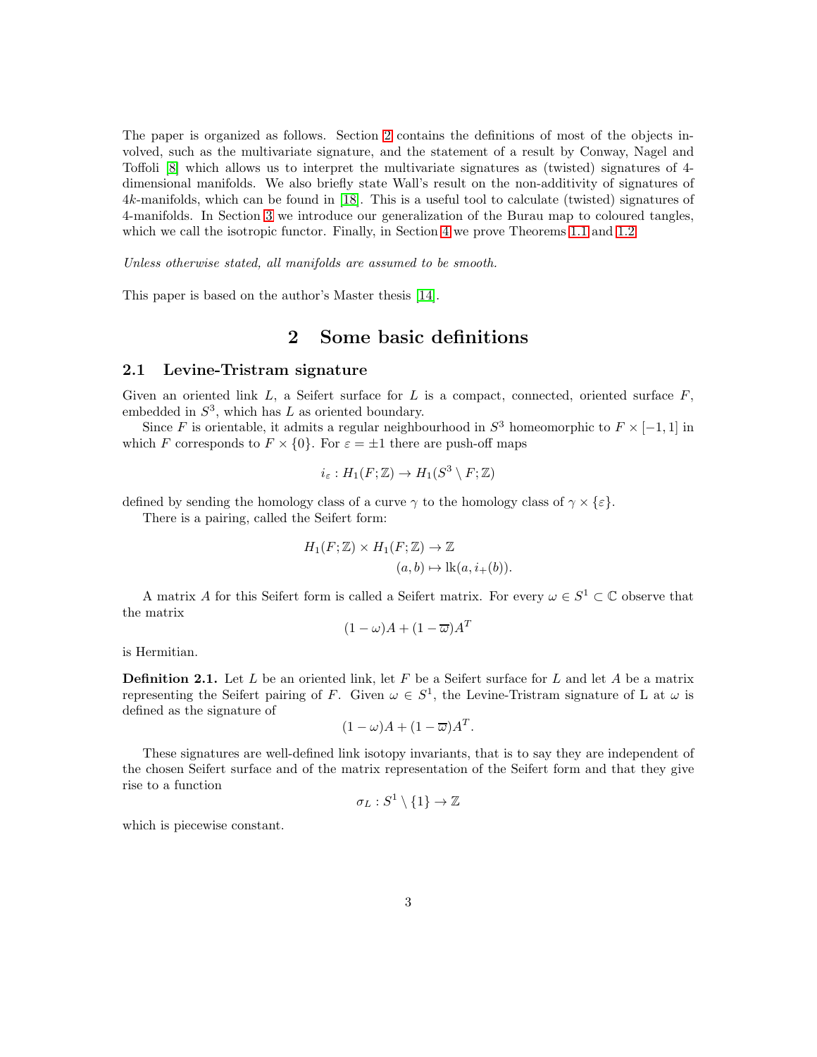The paper is organized as follows. Section 2 contains the definitions of most of the objects involved, such as the multivariate signature, and the statement of a result by Conway, Nagel and Toffoli [8] which allows us to interpret the multivariate signatures as (twisted) signatures of 4-dimensional manifolds. We also briefly state Wall's result on the non-additivity of signatures of $4k$-manifolds, which can be found in [18]. This is a useful tool to calculate (twisted) signatures of 4-manifolds. In Section 3 we introduce our generalization of the Burau map to coloured tangles, which we call the isotropic functor. Finally, in Section 4 we prove Theorems 1.1 and 1.2.

*Unless otherwise stated, all manifolds are assumed to be smooth.*

This paper is based on the author's Master thesis [14].

# 2 Some basic definitions

## 2.1 Levine-Tristram signature

Given an oriented link $L$, a Seifert surface for $L$ is a compact, connected, oriented surface $F$, embedded in $S^3$, which has $L$ as oriented boundary.

Since $F$ is orientable, it admits a regular neighbourhood in $S^3$ homeomorphic to $F \times [-1, 1]$ in which $F$ corresponds to $F \times \{0\}$. For $\varepsilon = \pm 1$ there are push-off maps

$$i_\varepsilon : H_1(F; \mathbb{Z}) \to H_1(S^3 \setminus F; \mathbb{Z})$$

defined by sending the homology class of a curve $\gamma$ to the homology class of $\gamma \times \{\varepsilon\}$.

There is a pairing, called the Seifert form:

$$\begin{aligned} H_1(F; \mathbb{Z}) \times H_1(F; \mathbb{Z}) &\to \mathbb{Z} \\ (a, b) &\mapsto \mathrm{lk}(a, i_+(b)). \end{aligned}$$

A matrix $A$ for this Seifert form is called a Seifert matrix. For every $\omega \in S^1 \subset \mathbb{C}$ observe that the matrix

$$(1 - \omega)A + (1 - \overline{\omega})A^T$$

is Hermitian.

**Definition 2.1.** Let $L$ be an oriented link, let $F$ be a Seifert surface for $L$ and let $A$ be a matrix representing the Seifert pairing of $F$. Given $\omega \in S^1$, the Levine-Tristram signature of L at $\omega$ is defined as the signature of

$$(1 - \omega)A + (1 - \overline{\omega})A^T.$$

These signatures are well-defined link isotopy invariants, that is to say they are independent of the chosen Seifert surface and of the matrix representation of the Seifert form and that they give rise to a function

$$\sigma_L : S^1 \setminus \{1\} \to \mathbb{Z}$$

which is piecewise constant.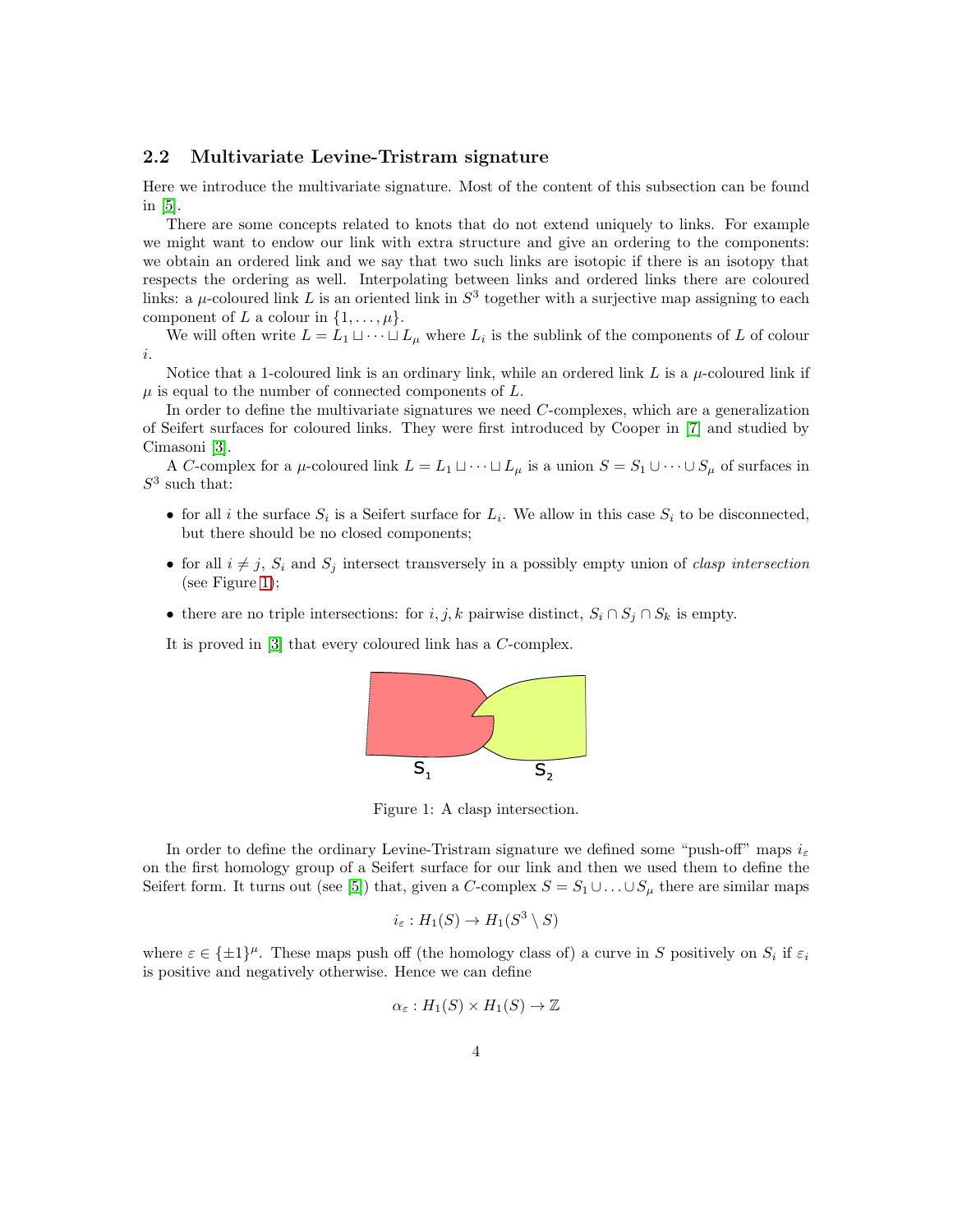### 2.2 Multivariate Levine-Tristram signature

Here we introduce the multivariate signature. Most of the content of this subsection can be found in [5].

There are some concepts related to knots that do not extend uniquely to links. For example we might want to endow our link with extra structure and give an ordering to the components: we obtain an ordered link and we say that two such links are isotopic if there is an isotopy that respects the ordering as well. Interpolating between links and ordered links there are coloured links: a $\mu$-coloured link $L$ is an oriented link in $S^3$ together with a surjective map assigning to each component of $L$ a colour in $\{1, \dots, \mu\}$.

We will often write $L = L_1 \sqcup \cdots \sqcup L_\mu$ where $L_i$ is the sublink of the components of $L$ of colour $i$.

Notice that a 1-coloured link is an ordinary link, while an ordered link $L$ is a $\mu$-coloured link if $\mu$ is equal to the number of connected components of $L$.

In order to define the multivariate signatures we need $C$-complexes, which are a generalization of Seifert surfaces for coloured links. They were first introduced by Cooper in [7] and studied by Cimasoni [3].

A $C$-complex for a $\mu$-coloured link $L = L_1 \sqcup \cdots \sqcup L_\mu$ is a union $S = S_1 \cup \cdots \cup S_\mu$ of surfaces in $S^3$ such that:

- for all $i$ the surface $S_i$ is a Seifert surface for $L_i$. We allow in this case $S_i$ to be disconnected, but there should be no closed components;
- for all $i \neq j$, $S_i$ and $S_j$ intersect transversely in a possibly empty union of *clasp intersection* (see Figure 1);
- there are no triple intersections: for $i, j, k$ pairwise distinct, $S_i \cap S_j \cap S_k$ is empty.

It is proved in [3] that every coloured link has a $C$-complex.

Figure 1: A clasp intersection.

In order to define the ordinary Levine-Tristram signature we defined some "push-off" maps $i_\varepsilon$ on the first homology group of a Seifert surface for our link and then we used them to define the Seifert form. It turns out (see [5]) that, given a $C$-complex $S = S_1 \cup \ldots \cup S_\mu$ there are similar maps

$$i_\varepsilon : H_1(S) \to H_1(S^3 \setminus S)$$

where $\varepsilon \in \{\pm 1\}^\mu$. These maps push off (the homology class of) a curve in $S$ positively on $S_i$ if $\varepsilon_i$ is positive and negatively otherwise. Hence we can define

$$\alpha_\varepsilon : H_1(S) \times H_1(S) \to \mathbb{Z}$$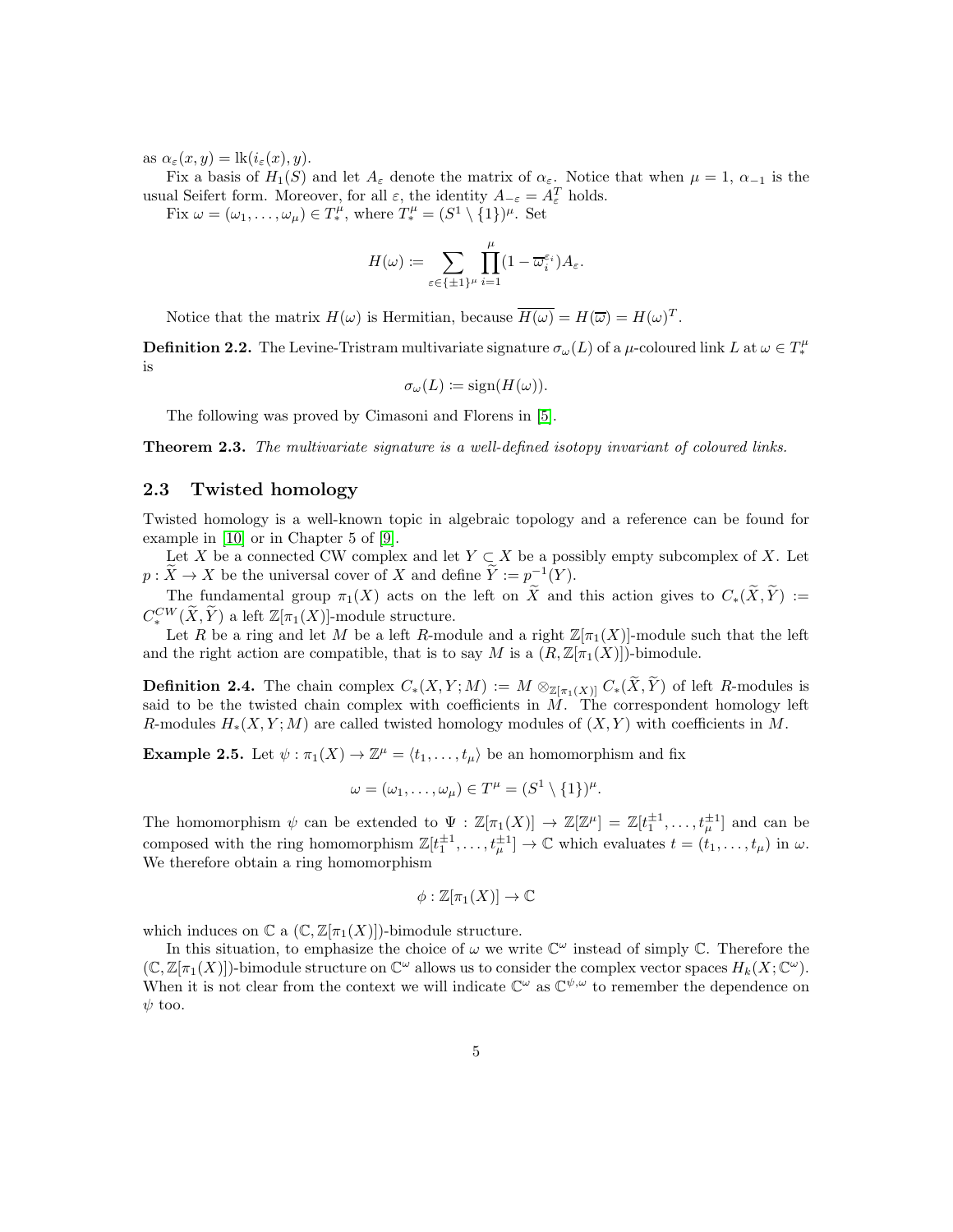as $\alpha_\varepsilon(x, y) = \mathrm{lk}(i_\varepsilon(x), y)$.

Fix a basis of $H_1(S)$ and let $A_\varepsilon$ denote the matrix of $\alpha_\varepsilon$. Notice that when $\mu = 1$, $\alpha_{-1}$ is the usual Seifert form. Moreover, for all $\varepsilon$, the identity $A_{-\varepsilon} = A_\varepsilon^T$ holds.

Fix $\omega = (\omega_1, \ldots, \omega_\mu) \in T_*^\mu$, where $T_*^\mu = (S^1 \setminus \{1\})^\mu$. Set

$$H(\omega) := \sum_{\varepsilon \in \{\pm 1\}^\mu} \prod_{i=1}^{\mu} (1 - \overline{\omega}_i^{\varepsilon_i}) A_\varepsilon.$$

Notice that the matrix $H(\omega)$ is Hermitian, because $\overline{H(\omega)} = H(\overline{\omega}) = H(\omega)^T$.

**Definition 2.2.** The Levine-Tristram multivariate signature $\sigma_\omega(L)$ of a $\mu$-coloured link $L$ at $\omega \in T_*^\mu$ is

$$\sigma_\omega(L) := \mathrm{sign}(H(\omega)).$$

The following was proved by Cimasoni and Florens in [5].

**Theorem 2.3.** *The multivariate signature is a well-defined isotopy invariant of coloured links.*

## 2.3 Twisted homology

Twisted homology is a well-known topic in algebraic topology and a reference can be found for example in [10] or in Chapter 5 of [9].

Let $X$ be a connected CW complex and let $Y \subset X$ be a possibly empty subcomplex of $X$. Let $p : \widetilde{X} \to X$ be the universal cover of $X$ and define $\widetilde{Y} := p^{-1}(Y)$.

The fundamental group $\pi_1(X)$ acts on the left on $\widetilde{X}$ and this action gives to $C_*(\widetilde{X}, \widetilde{Y}) := C_*^{CW}(\widetilde{X}, \widetilde{Y})$ a left $\mathbb{Z}[\pi_1(X)]$-module structure.

Let $R$ be a ring and let $M$ be a left $R$-module and a right $\mathbb{Z}[\pi_1(X)]$-module such that the left and the right action are compatible, that is to say $M$ is a $(R, \mathbb{Z}[\pi_1(X)])$-bimodule.

**Definition 2.4.** The chain complex $C_*(X, Y; M) := M \otimes_{\mathbb{Z}[\pi_1(X)]} C_*(\widetilde{X}, \widetilde{Y})$ of left $R$-modules is said to be the twisted chain complex with coefficients in $M$. The correspondent homology left $R$-modules $H_*(X, Y; M)$ are called twisted homology modules of $(X, Y)$ with coefficients in $M$.

**Example 2.5.** Let $\psi : \pi_1(X) \to \mathbb{Z}^\mu = \langle t_1, \ldots, t_\mu \rangle$ be an homomorphism and fix

$$\omega = (\omega_1, \ldots, \omega_\mu) \in T^\mu = (S^1 \setminus \{1\})^\mu.$$

The homomorphism $\psi$ can be extended to $\Psi : \mathbb{Z}[\pi_1(X)] \to \mathbb{Z}[\mathbb{Z}^\mu] = \mathbb{Z}[t_1^{\pm 1}, \ldots, t_\mu^{\pm 1}]$ and can be composed with the ring homomorphism $\mathbb{Z}[t_1^{\pm 1}, \ldots, t_\mu^{\pm 1}] \to \mathbb{C}$ which evaluates $t = (t_1, \ldots, t_\mu)$ in $\omega$. We therefore obtain a ring homomorphism

$$\phi : \mathbb{Z}[\pi_1(X)] \to \mathbb{C}$$

which induces on $\mathbb{C}$ a $(\mathbb{C}, \mathbb{Z}[\pi_1(X)])$-bimodule structure.

In this situation, to emphasize the choice of $\omega$ we write $\mathbb{C}^\omega$ instead of simply $\mathbb{C}$. Therefore the $(\mathbb{C}, \mathbb{Z}[\pi_1(X)])$-bimodule structure on $\mathbb{C}^\omega$ allows us to consider the complex vector spaces $H_k(X; \mathbb{C}^\omega)$. When it is not clear from the context we will indicate $\mathbb{C}^\omega$ as $\mathbb{C}^{\psi,\omega}$ to remember the dependence on $\psi$ too.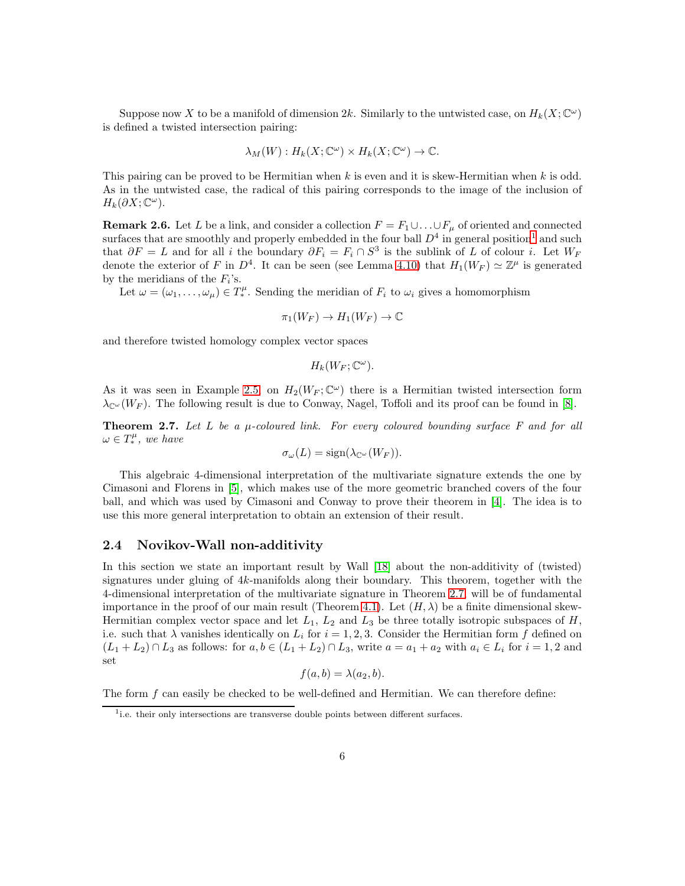Suppose now $X$ to be a manifold of dimension $2k$. Similarly to the untwisted case, on $H_k(X;\mathbb{C}^\omega)$ is defined a twisted intersection pairing:

$$\lambda_M(W) : H_k(X;\mathbb{C}^\omega) \times H_k(X;\mathbb{C}^\omega) \to \mathbb{C}.$$

This pairing can be proved to be Hermitian when $k$ is even and it is skew-Hermitian when $k$ is odd. As in the untwisted case, the radical of this pairing corresponds to the image of the inclusion of $H_k(\partial X;\mathbb{C}^\omega)$.

**Remark 2.6.** Let $L$ be a link, and consider a collection $F = F_1 \cup \ldots \cup F_\mu$ of oriented and connected surfaces that are smoothly and properly embedded in the four ball $D^4$ in general position[1] and such that $\partial F = L$ and for all $i$ the boundary $\partial F_i = F_i \cap S^3$ is the sublink of $L$ of colour $i$. Let $W_F$ denote the exterior of $F$ in $D^4$. It can be seen (see Lemma 4.10) that $H_1(W_F) \simeq \mathbb{Z}^\mu$ is generated by the meridians of the $F_i$'s.

Let $\omega = (\omega_1, \ldots, \omega_\mu) \in T^\mu_*$. Sending the meridian of $F_i$ to $\omega_i$ gives a homomorphism

$$\pi_1(W_F) \to H_1(W_F) \to \mathbb{C}$$

and therefore twisted homology complex vector spaces

$$H_k(W_F;\mathbb{C}^\omega).$$

As it was seen in Example 2.5 on $H_2(W_F;\mathbb{C}^\omega)$ there is a Hermitian twisted intersection form $\lambda_{\mathbb{C}^\omega}(W_F)$. The following result is due to Conway, Nagel, Toffoli and its proof can be found in [8].

**Theorem 2.7.** *Let $L$ be a $\mu$-coloured link. For every coloured bounding surface $F$ and for all $\omega \in T^\mu_*$, we have*

$$\sigma_\omega(L) = \operatorname{sign}(\lambda_{\mathbb{C}^\omega}(W_F)).$$

This algebraic 4-dimensional interpretation of the multivariate signature extends the one by Cimasoni and Florens in [5], which makes use of the more geometric branched covers of the four ball, and which was used by Cimasoni and Conway to prove their theorem in [4]. The idea is to use this more general interpretation to obtain an extension of their result.

## 2.4 Novikov-Wall non-additivity

In this section we state an important result by Wall [18] about the non-additivity of (twisted) signatures under gluing of $4k$-manifolds along their boundary. This theorem, together with the 4-dimensional interpretation of the multivariate signature in Theorem 2.7, will be of fundamental importance in the proof of our main result (Theorem 4.1). Let $(H, \lambda)$ be a finite dimensional skew-Hermitian complex vector space and let $L_1$, $L_2$ and $L_3$ be three totally isotropic subspaces of $H$, i.e. such that $\lambda$ vanishes identically on $L_i$ for $i = 1, 2, 3$. Consider the Hermitian form $f$ defined on $(L_1 + L_2) \cap L_3$ as follows: for $a, b \in (L_1 + L_2) \cap L_3$, write $a = a_1 + a_2$ with $a_i \in L_i$ for $i = 1, 2$ and set

$$f(a, b) = \lambda(a_2, b).$$

The form $f$ can easily be checked to be well-defined and Hermitian. We can therefore define:

---

[1] i.e. their only intersections are transverse double points between different surfaces.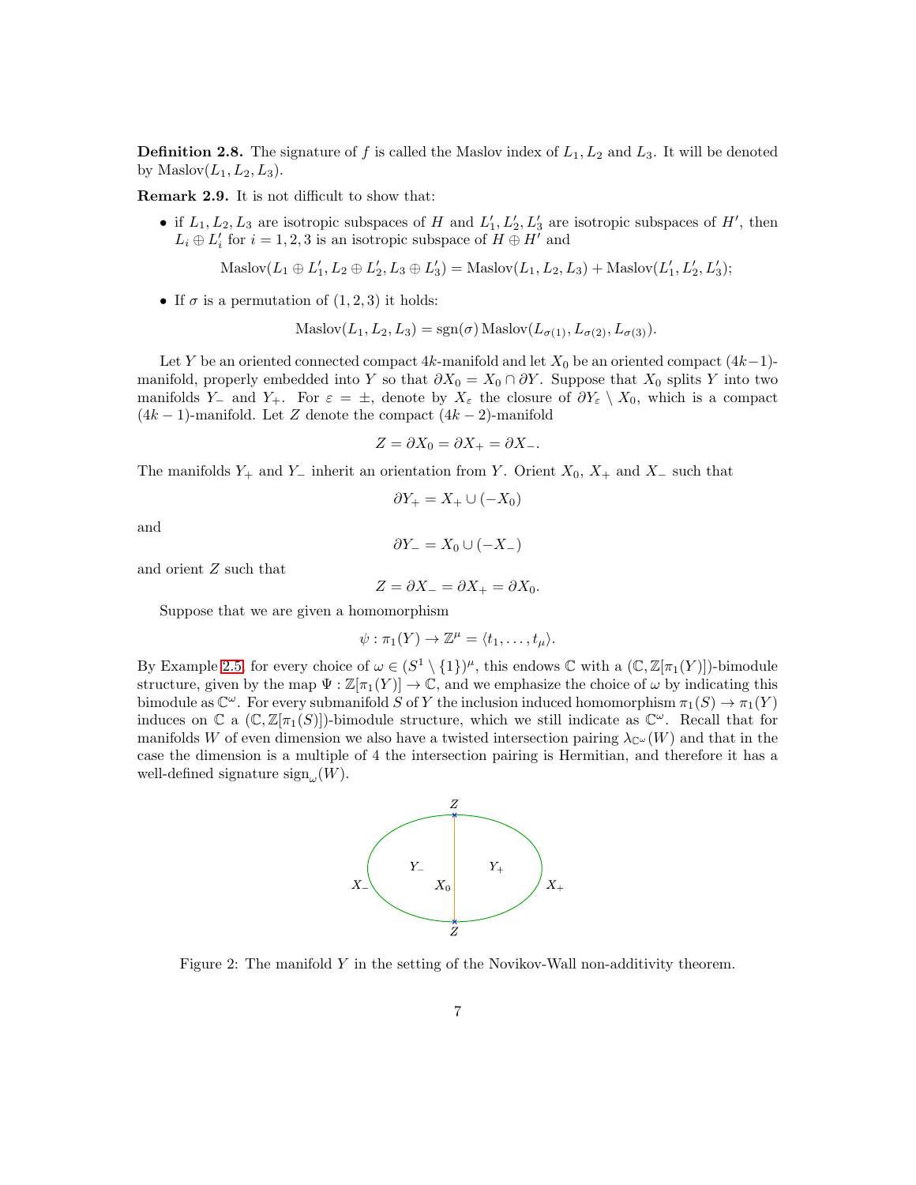**Definition 2.8.** The signature of $f$ is called the Maslov index of $L_1, L_2$ and $L_3$. It will be denoted by $\text{Maslov}(L_1, L_2, L_3)$.

**Remark 2.9.** It is not difficult to show that:

- if $L_1, L_2, L_3$ are isotropic subspaces of $H$ and $L'_1, L'_2, L'_3$ are isotropic subspaces of $H'$, then $L_i \oplus L'_i$ for $i = 1, 2, 3$ is an isotropic subspace of $H \oplus H'$ and
$$\text{Maslov}(L_1 \oplus L'_1, L_2 \oplus L'_2, L_3 \oplus L'_3) = \text{Maslov}(L_1, L_2, L_3) + \text{Maslov}(L'_1, L'_2, L'_3);$$
- If $\sigma$ is a permutation of $(1, 2, 3)$ it holds:
$$\text{Maslov}(L_1, L_2, L_3) = \text{sgn}(\sigma)\, \text{Maslov}(L_{\sigma(1)}, L_{\sigma(2)}, L_{\sigma(3)}).$$

Let $Y$ be an oriented connected compact $4k$-manifold and let $X_0$ be an oriented compact $(4k-1)$-manifold, properly embedded into $Y$ so that $\partial X_0 = X_0 \cap \partial Y$. Suppose that $X_0$ splits $Y$ into two manifolds $Y_-$ and $Y_+$. For $\varepsilon = \pm$, denote by $X_\varepsilon$ the closure of $\partial Y_\varepsilon \setminus X_0$, which is a compact $(4k-1)$-manifold. Let $Z$ denote the compact $(4k-2)$-manifold

$$Z = \partial X_0 = \partial X_+ = \partial X_-.$$

The manifolds $Y_+$ and $Y_-$ inherit an orientation from $Y$. Orient $X_0$, $X_+$ and $X_-$ such that

$$\partial Y_+ = X_+ \cup (-X_0)$$

and

$$\partial Y_- = X_0 \cup (-X_-)$$

and orient $Z$ such that

$$Z = \partial X_- = \partial X_+ = \partial X_0.$$

Suppose that we are given a homomorphism

$$\psi : \pi_1(Y) \to \mathbb{Z}^\mu = \langle t_1, \ldots, t_\mu \rangle.$$

By Example 2.5, for every choice of $\omega \in (S^1 \setminus \{1\})^\mu$, this endows $\mathbb{C}$ with a $(\mathbb{C}, \mathbb{Z}[\pi_1(Y)])$-bimodule structure, given by the map $\Psi : \mathbb{Z}[\pi_1(Y)] \to \mathbb{C}$, and we emphasize the choice of $\omega$ by indicating this bimodule as $\mathbb{C}^\omega$. For every submanifold $S$ of $Y$ the inclusion induced homomorphism $\pi_1(S) \to \pi_1(Y)$ induces on $\mathbb{C}$ a $(\mathbb{C}, \mathbb{Z}[\pi_1(S)])$-bimodule structure, which we still indicate as $\mathbb{C}^\omega$. Recall that for manifolds $W$ of even dimension we also have a twisted intersection pairing $\lambda_{\mathbb{C}^\omega}(W)$ and that in the case the dimension is a multiple of 4 the intersection pairing is Hermitian, and therefore it has a well-defined signature $\text{sign}_\omega(W)$.

Figure 2: The manifold $Y$ in the setting of the Novikov-Wall non-additivity theorem.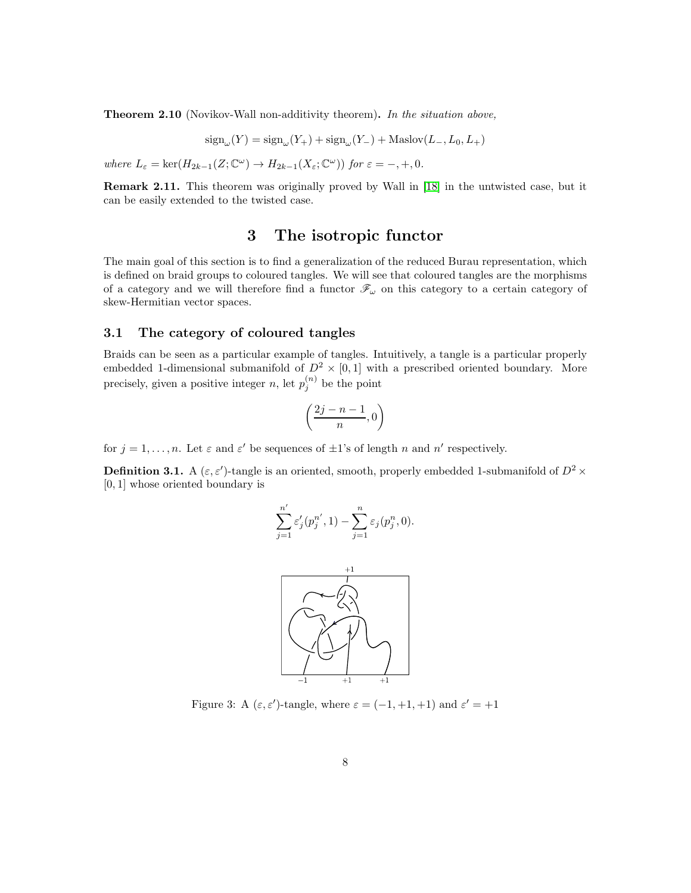**Theorem 2.10** (Novikov-Wall non-additivity theorem)**.** *In the situation above,*

$$\operatorname{sign}_\omega(Y) = \operatorname{sign}_\omega(Y_+) + \operatorname{sign}_\omega(Y_-) + \operatorname{Maslov}(L_-, L_0, L_+)$$

*where* $L_\varepsilon = \ker(H_{2k-1}(Z;\mathbb{C}^\omega) \to H_{2k-1}(X_\varepsilon;\mathbb{C}^\omega))$ *for* $\varepsilon = -, +, 0$.

**Remark 2.11.** This theorem was originally proved by Wall in [18] in the untwisted case, but it can be easily extended to the twisted case.

# 3 The isotropic functor

The main goal of this section is to find a generalization of the reduced Burau representation, which is defined on braid groups to coloured tangles. We will see that coloured tangles are the morphisms of a category and we will therefore find a functor $\mathscr{F}_\omega$ on this category to a certain category of skew-Hermitian vector spaces.

## 3.1 The category of coloured tangles

Braids can be seen as a particular example of tangles. Intuitively, a tangle is a particular properly embedded 1-dimensional submanifold of $D^2 \times [0,1]$ with a prescribed oriented boundary. More precisely, given a positive integer $n$, let $p_j^{(n)}$ be the point

$$\left(\frac{2j-n-1}{n}, 0\right)$$

for $j = 1, \ldots, n$. Let $\varepsilon$ and $\varepsilon'$ be sequences of $\pm 1$'s of length $n$ and $n'$ respectively.

**Definition 3.1.** A $(\varepsilon, \varepsilon')$-tangle is an oriented, smooth, properly embedded 1-submanifold of $D^2 \times [0,1]$ whose oriented boundary is

$$\sum_{j=1}^{n'} \varepsilon'_j (p_j^{n'}, 1) - \sum_{j=1}^{n} \varepsilon_j (p_j^{n}, 0).$$

Figure 3: A $(\varepsilon, \varepsilon')$-tangle, where $\varepsilon = (-1, +1, +1)$ and $\varepsilon' = +1$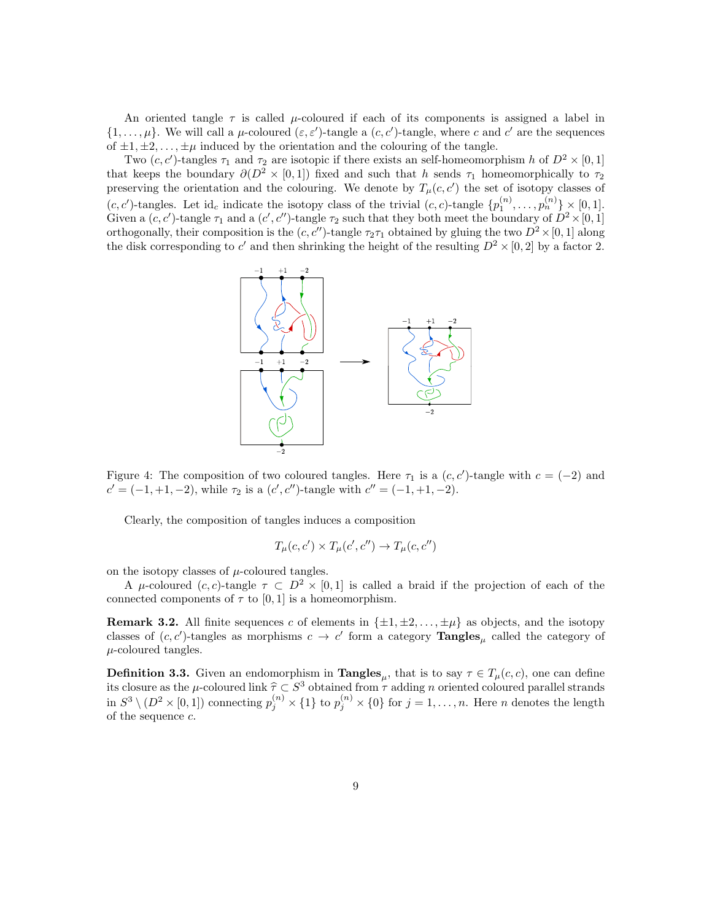An oriented tangle $\tau$ is called $\mu$-coloured if each of its components is assigned a label in $\{1, \ldots, \mu\}$. We will call a $\mu$-coloured $(\varepsilon, \varepsilon')$-tangle a $(c, c')$-tangle, where $c$ and $c'$ are the sequences of $\pm 1, \pm 2, \ldots, \pm \mu$ induced by the orientation and the colouring of the tangle.

Two $(c, c')$-tangles $\tau_1$ and $\tau_2$ are isotopic if there exists an self-homeomorphism $h$ of $D^2 \times [0, 1]$ that keeps the boundary $\partial(D^2 \times [0, 1])$ fixed and such that $h$ sends $\tau_1$ homeomorphically to $\tau_2$ preserving the orientation and the colouring. We denote by $T_\mu(c, c')$ the set of isotopy classes of $(c, c')$-tangles. Let $\mathrm{id}_c$ indicate the isotopy class of the trivial $(c, c)$-tangle $\{p_1^{(n)}, \ldots, p_n^{(n)}\} \times [0, 1]$. Given a $(c, c')$-tangle $\tau_1$ and a $(c', c'')$-tangle $\tau_2$ such that they both meet the boundary of $D^2 \times [0, 1]$ orthogonally, their composition is the $(c, c'')$-tangle $\tau_2 \tau_1$ obtained by gluing the two $D^2 \times [0, 1]$ along the disk corresponding to $c'$ and then shrinking the height of the resulting $D^2 \times [0, 2]$ by a factor 2.

Figure 4: The composition of two coloured tangles. Here $\tau_1$ is a $(c, c')$-tangle with $c = (-2)$ and $c' = (-1, +1, -2)$, while $\tau_2$ is a $(c', c'')$-tangle with $c'' = (-1, +1, -2)$.

Clearly, the composition of tangles induces a composition

$$T_\mu(c, c') \times T_\mu(c', c'') \to T_\mu(c, c'')$$

on the isotopy classes of $\mu$-coloured tangles.

A $\mu$-coloured $(c, c)$-tangle $\tau \subset D^2 \times [0, 1]$ is called a braid if the projection of each of the connected components of $\tau$ to $[0, 1]$ is a homeomorphism.

**Remark 3.2.** All finite sequences $c$ of elements in $\{\pm 1, \pm 2, \ldots, \pm \mu\}$ as objects, and the isotopy classes of $(c, c')$-tangles as morphisms $c \to c'$ form a category $\mathbf{Tangles}_\mu$ called the category of $\mu$-coloured tangles.

**Definition 3.3.** Given an endomorphism in $\mathbf{Tangles}_\mu$, that is to say $\tau \in T_\mu(c, c)$, one can define its closure as the $\mu$-coloured link $\widehat{\tau} \subset S^3$ obtained from $\tau$ adding $n$ oriented coloured parallel strands in $S^3 \setminus (D^2 \times [0, 1])$ connecting $p_j^{(n)} \times \{1\}$ to $p_j^{(n)} \times \{0\}$ for $j = 1, \ldots, n$. Here $n$ denotes the length of the sequence $c$.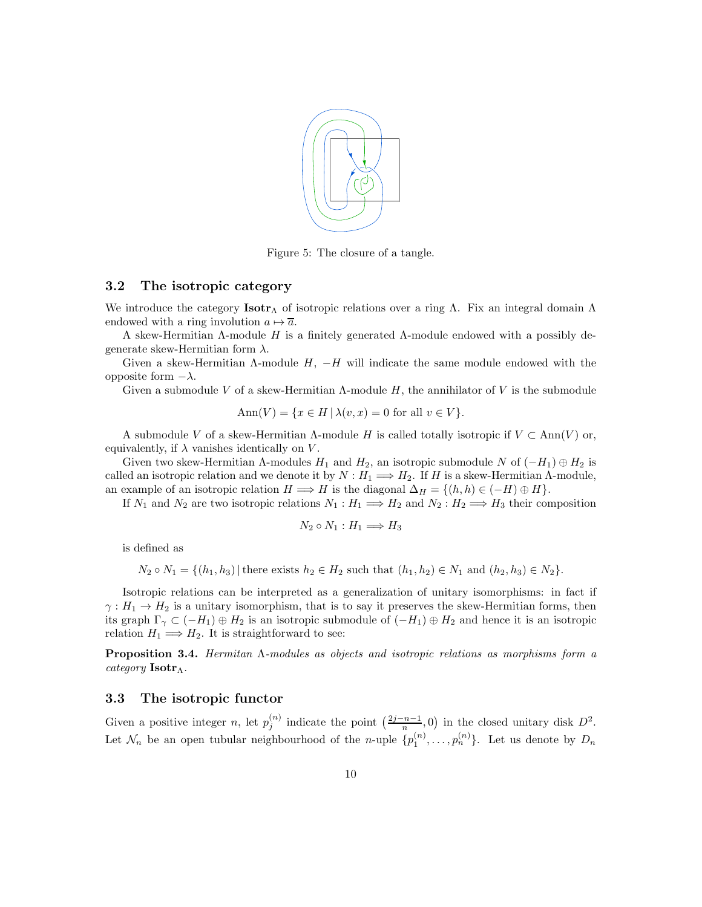Figure 5: The closure of a tangle.

### 3.2 The isotropic category

We introduce the category $\mathbf{Isotr}_\Lambda$ of isotropic relations over a ring $\Lambda$. Fix an integral domain $\Lambda$ endowed with a ring involution $a \mapsto \overline{a}$.

A skew-Hermitian $\Lambda$-module $H$ is a finitely generated $\Lambda$-module endowed with a possibly degenerate skew-Hermitian form $\lambda$.

Given a skew-Hermitian $\Lambda$-module $H$, $-H$ will indicate the same module endowed with the opposite form $-\lambda$.

Given a submodule $V$ of a skew-Hermitian $\Lambda$-module $H$, the annihilator of $V$ is the submodule

$$\mathrm{Ann}(V) = \{x \in H \,|\, \lambda(v, x) = 0 \text{ for all } v \in V\}.$$

A submodule $V$ of a skew-Hermitian $\Lambda$-module $H$ is called totally isotropic if $V \subset \mathrm{Ann}(V)$ or, equivalently, if $\lambda$ vanishes identically on $V$.

Given two skew-Hermitian $\Lambda$-modules $H_1$ and $H_2$, an isotropic submodule $N$ of $(-H_1) \oplus H_2$ is called an isotropic relation and we denote it by $N : H_1 \Longrightarrow H_2$. If $H$ is a skew-Hermitian $\Lambda$-module, an example of an isotropic relation $H \Longrightarrow H$ is the diagonal $\Delta_H = \{(h, h) \in (-H) \oplus H\}$.

If $N_1$ and $N_2$ are two isotropic relations $N_1 : H_1 \Longrightarrow H_2$ and $N_2 : H_2 \Longrightarrow H_3$ their composition

$$N_2 \circ N_1 : H_1 \Longrightarrow H_3$$

is defined as

$$N_2 \circ N_1 = \{(h_1, h_3) \,|\, \text{there exists } h_2 \in H_2 \text{ such that } (h_1, h_2) \in N_1 \text{ and } (h_2, h_3) \in N_2\}.$$

Isotropic relations can be interpreted as a generalization of unitary isomorphisms: in fact if $\gamma : H_1 \to H_2$ is a unitary isomorphism, that is to say it preserves the skew-Hermitian forms, then its graph $\Gamma_\gamma \subset (-H_1) \oplus H_2$ is an isotropic submodule of $(-H_1) \oplus H_2$ and hence it is an isotropic relation $H_1 \Longrightarrow H_2$. It is straightforward to see:

**Proposition 3.4.** *Hermitan $\Lambda$-modules as objects and isotropic relations as morphisms form a category $\mathbf{Isotr}_\Lambda$.*

### 3.3 The isotropic functor

Given a positive integer $n$, let $p_j^{(n)}$ indicate the point $\left(\frac{2j-n-1}{n}, 0\right)$ in the closed unitary disk $D^2$. Let $\mathcal{N}_n$ be an open tubular neighbourhood of the $n$-uple $\{p_1^{(n)}, \ldots, p_n^{(n)}\}$. Let us denote by $D_n$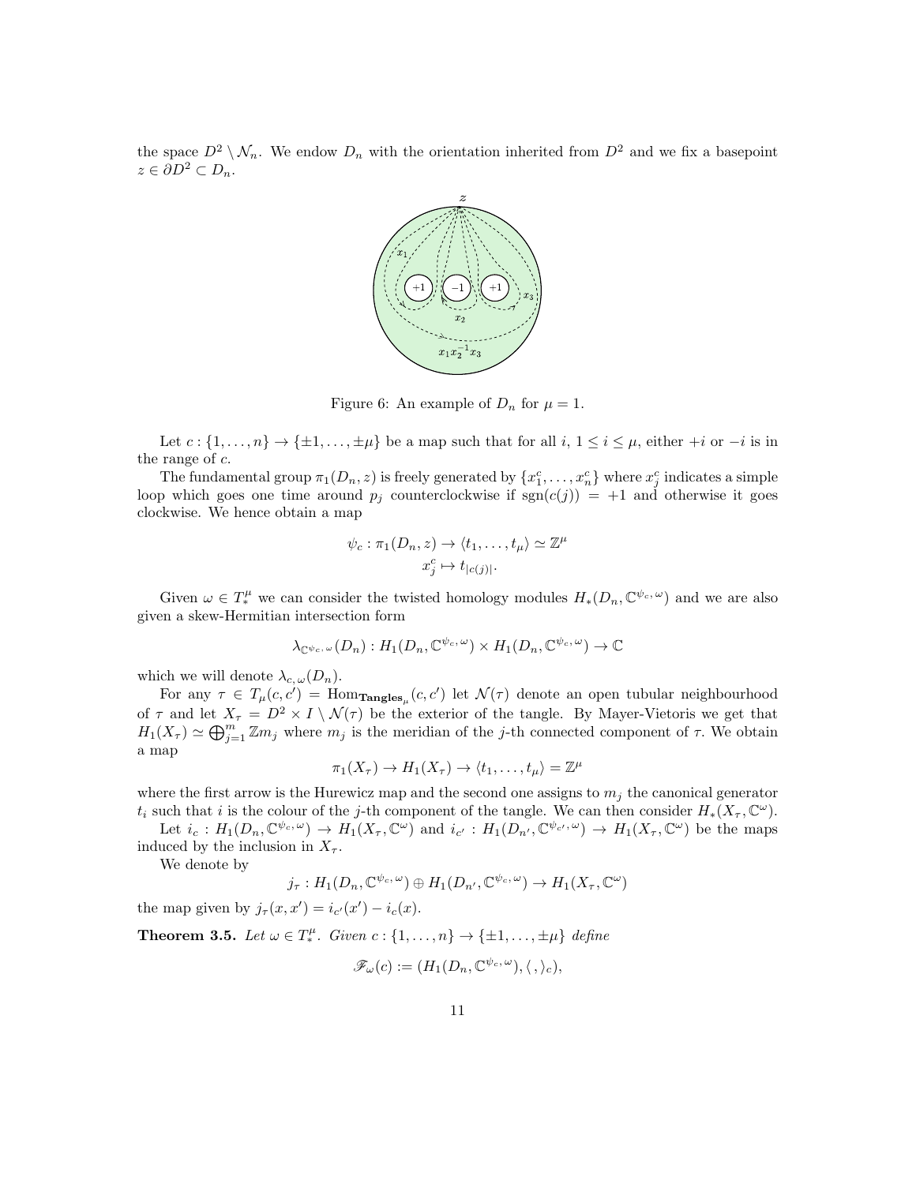the space $D^2 \setminus \mathcal{N}_n$. We endow $D_n$ with the orientation inherited from $D^2$ and we fix a basepoint $z \in \partial D^2 \subset D_n$.

Figure 6: An example of $D_n$ for $\mu = 1$.

Let $c : \{1, \ldots, n\} \to \{\pm 1, \ldots, \pm \mu\}$ be a map such that for all $i$, $1 \leq i \leq \mu$, either $+i$ or $-i$ is in the range of $c$.

The fundamental group $\pi_1(D_n, z)$ is freely generated by $\{x_1^c, \ldots, x_n^c\}$ where $x_j^c$ indicates a simple loop which goes one time around $p_j$ counterclockwise if $\mathrm{sgn}(c(j)) = +1$ and otherwise it goes clockwise. We hence obtain a map

$$\psi_c : \pi_1(D_n, z) \to \langle t_1, \ldots, t_\mu \rangle \simeq \mathbb{Z}^\mu$$
$$x_j^c \mapsto t_{|c(j)|}.$$

Given $\omega \in T_*^\mu$ we can consider the twisted homology modules $H_*(D_n, \mathbb{C}^{\psi_c, \omega})$ and we are also given a skew-Hermitian intersection form

$$\lambda_{\mathbb{C}^{\psi_c, \omega}}(D_n) : H_1(D_n, \mathbb{C}^{\psi_c, \omega}) \times H_1(D_n, \mathbb{C}^{\psi_c, \omega}) \to \mathbb{C}$$

which we will denote $\lambda_{c, \omega}(D_n)$.

For any $\tau \in T_\mu(c, c') = \mathrm{Hom}_{\mathbf{Tangles}_\mu}(c, c')$ let $\mathcal{N}(\tau)$ denote an open tubular neighbourhood of $\tau$ and let $X_\tau = D^2 \times I \setminus \mathcal{N}(\tau)$ be the exterior of the tangle. By Mayer-Vietoris we get that $H_1(X_\tau) \simeq \bigoplus_{j=1}^m \mathbb{Z} m_j$ where $m_j$ is the meridian of the $j$-th connected component of $\tau$. We obtain a map

$$\pi_1(X_\tau) \to H_1(X_\tau) \to \langle t_1, \ldots, t_\mu \rangle = \mathbb{Z}^\mu$$

where the first arrow is the Hurewicz map and the second one assigns to $m_j$ the canonical generator $t_i$ such that $i$ is the colour of the $j$-th component of the tangle. We can then consider $H_*(X_\tau, \mathbb{C}^\omega)$.

Let $i_c : H_1(D_n, \mathbb{C}^{\psi_c, \omega}) \to H_1(X_\tau, \mathbb{C}^\omega)$ and $i_{c'} : H_1(D_{n'}, \mathbb{C}^{\psi_{c'}, \omega}) \to H_1(X_\tau, \mathbb{C}^\omega)$ be the maps induced by the inclusion in $X_\tau$.

We denote by

$$j_\tau : H_1(D_n, \mathbb{C}^{\psi_c, \omega}) \oplus H_1(D_{n'}, \mathbb{C}^{\psi_c, \omega}) \to H_1(X_\tau, \mathbb{C}^\omega)$$

the map given by $j_\tau(x, x') = i_{c'}(x') - i_c(x)$.

**Theorem 3.5.** *Let $\omega \in T_*^\mu$. Given $c : \{1, \ldots, n\} \to \{\pm 1, \ldots, \pm \mu\}$ define*

$$\mathscr{F}_\omega(c) := (H_1(D_n, \mathbb{C}^{\psi_c, \omega}), \langle \, , \rangle_c),$$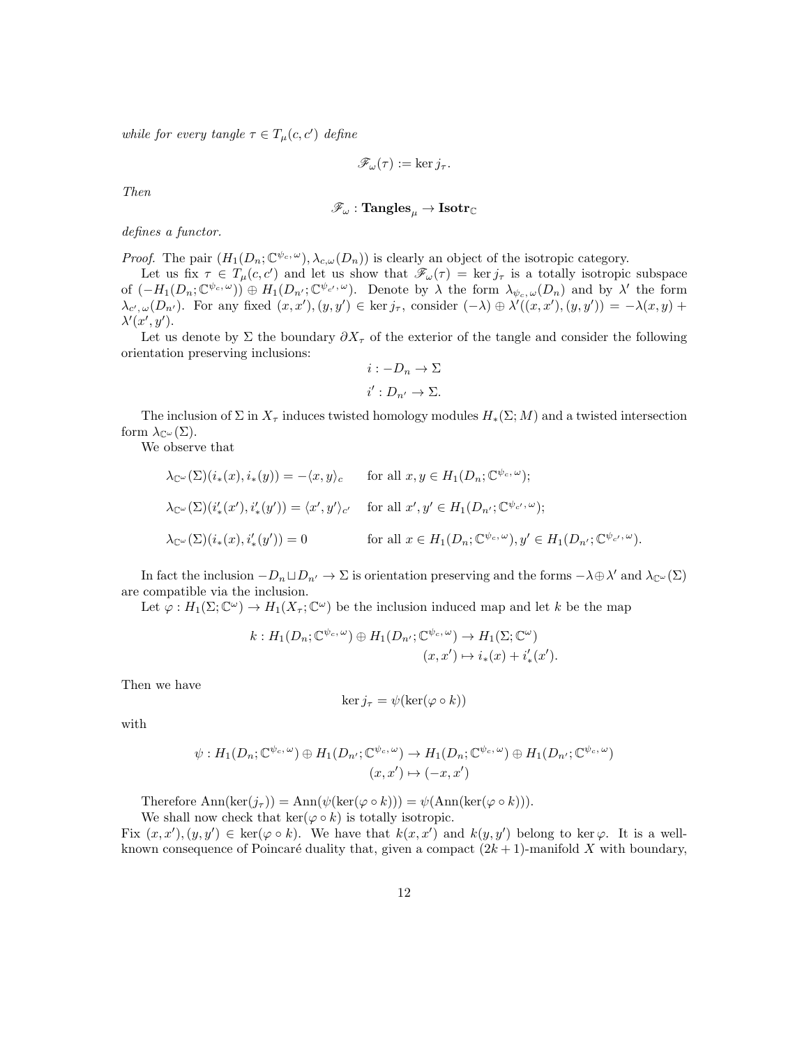*while for every tangle $\tau \in T_\mu(c, c')$ define*

$$\mathscr{F}_\omega(\tau) := \ker j_\tau.$$

*Then*

$$\mathscr{F}_\omega : \mathbf{Tangles}_\mu \to \mathbf{Isotr}_\mathbb{C}$$

*defines a functor.*

*Proof.* The pair $(H_1(D_n; \mathbb{C}^{\psi_c, \omega}), \lambda_{c,\omega}(D_n))$ is clearly an object of the isotropic category.

Let us fix $\tau \in T_\mu(c, c')$ and let us show that $\mathscr{F}_\omega(\tau) = \ker j_\tau$ is a totally isotropic subspace of $(-H_1(D_n; \mathbb{C}^{\psi_c, \omega})) \oplus H_1(D_{n'}; \mathbb{C}^{\psi_{c'}, \omega})$. Denote by $\lambda$ the form $\lambda_{\psi_c, \omega}(D_n)$ and by $\lambda'$ the form $\lambda_{c', \omega}(D_{n'})$. For any fixed $(x, x'), (y, y') \in \ker j_\tau$, consider $(-\lambda) \oplus \lambda'((x, x'), (y, y')) = -\lambda(x, y) + \lambda'(x', y')$.

Let us denote by $\Sigma$ the boundary $\partial X_\tau$ of the exterior of the tangle and consider the following orientation preserving inclusions:

$$i : -D_n \to \Sigma$$
$$i' : D_{n'} \to \Sigma.$$

The inclusion of $\Sigma$ in $X_\tau$ induces twisted homology modules $H_*(\Sigma; M)$ and a twisted intersection form $\lambda_{\mathbb{C}^\omega}(\Sigma)$.

We observe that

$$\lambda_{\mathbb{C}^\omega}(\Sigma)(i_*(x), i_*(y)) = -\langle x, y\rangle_c \qquad \text{for all } x, y \in H_1(D_n; \mathbb{C}^{\psi_c, \omega});$$

$$\lambda_{\mathbb{C}^\omega}(\Sigma)(i'_*(x'), i'_*(y')) = \langle x', y'\rangle_{c'} \quad \text{for all } x', y' \in H_1(D_{n'}; \mathbb{C}^{\psi_{c'}, \omega});$$

$$\lambda_{\mathbb{C}^\omega}(\Sigma)(i_*(x), i'_*(y')) = 0 \qquad \text{for all } x \in H_1(D_n; \mathbb{C}^{\psi_c, \omega}), y' \in H_1(D_{n'}; \mathbb{C}^{\psi_{c'}, \omega}).$$

In fact the inclusion $-D_n \sqcup D_{n'} \to \Sigma$ is orientation preserving and the forms $-\lambda \oplus \lambda'$ and $\lambda_{\mathbb{C}^\omega}(\Sigma)$ are compatible via the inclusion.

Let $\varphi : H_1(\Sigma; \mathbb{C}^\omega) \to H_1(X_\tau; \mathbb{C}^\omega)$ be the inclusion induced map and let $k$ be the map

$$k : H_1(D_n; \mathbb{C}^{\psi_c, \omega}) \oplus H_1(D_{n'}; \mathbb{C}^{\psi_c, \omega}) \to H_1(\Sigma; \mathbb{C}^\omega)$$
$$(x, x') \mapsto i_*(x) + i'_*(x').$$

Then we have

$$\ker j_\tau = \psi(\ker(\varphi \circ k))$$

with

$$\psi : H_1(D_n; \mathbb{C}^{\psi_c, \omega}) \oplus H_1(D_{n'}; \mathbb{C}^{\psi_c, \omega}) \to H_1(D_n; \mathbb{C}^{\psi_c, \omega}) \oplus H_1(D_{n'}; \mathbb{C}^{\psi_c, \omega})$$
$$(x, x') \mapsto (-x, x')$$

Therefore $\mathrm{Ann}(\ker(j_\tau)) = \mathrm{Ann}(\psi(\ker(\varphi \circ k))) = \psi(\mathrm{Ann}(\ker(\varphi \circ k)))$.

We shall now check that $\ker(\varphi \circ k)$ is totally isotropic.

Fix $(x, x'), (y, y') \in \ker(\varphi \circ k)$. We have that $k(x, x')$ and $k(y, y')$ belong to $\ker \varphi$. It is a well-known consequence of Poincaré duality that, given a compact $(2k + 1)$-manifold $X$ with boundary,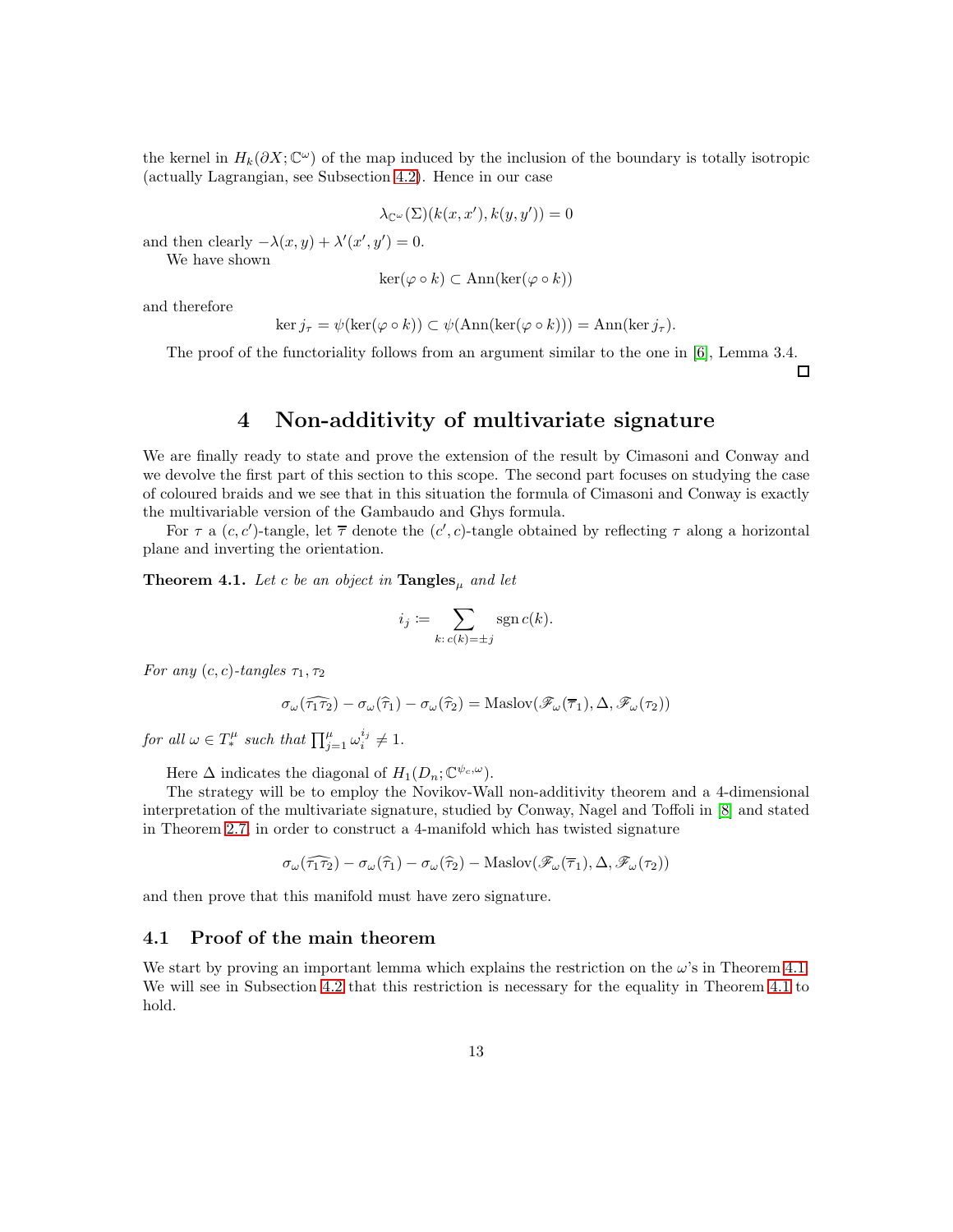the kernel in $H_k(\partial X; \mathbb{C}^\omega)$ of the map induced by the inclusion of the boundary is totally isotropic (actually Lagrangian, see Subsection 4.2). Hence in our case

$$\lambda_{\mathbb{C}^\omega}(\Sigma)(k(x,x'), k(y,y')) = 0$$

and then clearly $-\lambda(x,y) + \lambda'(x',y') = 0$.

We have shown

$$\ker(\varphi \circ k) \subset \mathrm{Ann}(\ker(\varphi \circ k))$$

and therefore

$$\ker j_\tau = \psi(\ker(\varphi \circ k)) \subset \psi(\mathrm{Ann}(\ker(\varphi \circ k))) = \mathrm{Ann}(\ker j_\tau).$$

The proof of the functoriality follows from an argument similar to the one in [6], Lemma 3.4.

□

# 4 Non-additivity of multivariate signature

We are finally ready to state and prove the extension of the result by Cimasoni and Conway and we devolve the first part of this section to this scope. The second part focuses on studying the case of coloured braids and we see that in this situation the formula of Cimasoni and Conway is exactly the multivariable version of the Gambaudo and Ghys formula.

For $\tau$ a $(c,c')$-tangle, let $\overline{\tau}$ denote the $(c',c)$-tangle obtained by reflecting $\tau$ along a horizontal plane and inverting the orientation.

**Theorem 4.1.** *Let $c$ be an object in $\mathbf{Tangles}_\mu$ and let*

$$i_j \coloneqq \sum_{k\colon c(k)=\pm j} \operatorname{sgn} c(k).$$

*For any $(c,c)$-tangles $\tau_1, \tau_2$*

$$\sigma_\omega(\widehat{\tau_1\tau_2}) - \sigma_\omega(\widehat{\tau}_1) - \sigma_\omega(\widehat{\tau}_2) = \mathrm{Maslov}(\mathscr{F}_\omega(\overline{\tau}_1), \Delta, \mathscr{F}_\omega(\tau_2))$$

*for all $\omega \in T^\mu_*$ such that $\prod_{j=1}^{\mu} \omega_i^{i_j} \neq 1$.*

Here $\Delta$ indicates the diagonal of $H_1(D_n; \mathbb{C}^{\psi_c,\omega})$.

The strategy will be to employ the Novikov-Wall non-additivity theorem and a 4-dimensional interpretation of the multivariate signature, studied by Conway, Nagel and Toffoli in [8] and stated in Theorem 2.7, in order to construct a 4-manifold which has twisted signature

$$\sigma_\omega(\widehat{\tau_1\tau_2}) - \sigma_\omega(\widehat{\tau}_1) - \sigma_\omega(\widehat{\tau}_2) - \mathrm{Maslov}(\mathscr{F}_\omega(\overline{\tau}_1), \Delta, \mathscr{F}_\omega(\tau_2))$$

and then prove that this manifold must have zero signature.

## 4.1 Proof of the main theorem

We start by proving an important lemma which explains the restriction on the $\omega$'s in Theorem 4.1. We will see in Subsection 4.2 that this restriction is necessary for the equality in Theorem 4.1 to hold.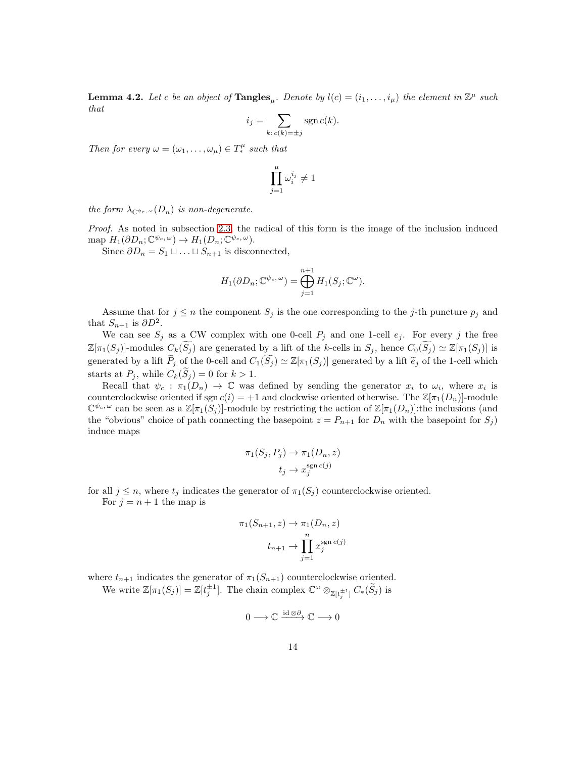**Lemma 4.2.** *Let $c$ be an object of $\mathbf{Tangles}_\mu$. Denote by $l(c) = (i_1, \ldots, i_\mu)$ the element in $\mathbb{Z}^\mu$ such that*

$$i_j = \sum_{k \colon c(k) = \pm j} \operatorname{sgn} c(k).$$

*Then for every $\omega = (\omega_1, \ldots, \omega_\mu) \in T_*^\mu$ such that*

$$\prod_{j=1}^{\mu} \omega_i^{i_j} \neq 1$$

*the form $\lambda_{\mathbb{C}^{\psi_c, \omega}}(D_n)$ is non-degenerate.*

*Proof.* As noted in subsection 2.3, the radical of this form is the image of the inclusion induced map $H_1(\partial D_n; \mathbb{C}^{\psi_c, \omega}) \to H_1(D_n; \mathbb{C}^{\psi_c, \omega})$.

Since $\partial D_n = S_1 \sqcup \ldots \sqcup S_{n+1}$ is disconnected,

$$H_1(\partial D_n; \mathbb{C}^{\psi_c, \omega}) = \bigoplus_{j=1}^{n+1} H_1(S_j; \mathbb{C}^\omega).$$

Assume that for $j \leq n$ the component $S_j$ is the one corresponding to the $j$-th puncture $p_j$ and that $S_{n+1}$ is $\partial D^2$.

We can see $S_j$ as a CW complex with one 0-cell $P_j$ and one 1-cell $e_j$. For every $j$ the free $\mathbb{Z}[\pi_1(S_j)]$-modules $C_k(\widetilde{S_j})$ are generated by a lift of the $k$-cells in $S_j$, hence $C_0(\widetilde{S_j}) \simeq \mathbb{Z}[\pi_1(S_j)]$ is generated by a lift $\widetilde{P}_j$ of the 0-cell and $C_1(\widetilde{S_j}) \simeq \mathbb{Z}[\pi_1(S_j)]$ generated by a lift $\widetilde{e}_j$ of the 1-cell which starts at $P_j$, while $C_k(\widetilde{S}_j) = 0$ for $k > 1$.

Recall that $\psi_c : \pi_1(D_n) \to \mathbb{C}$ was defined by sending the generator $x_i$ to $\omega_i$, where $x_i$ is counterclockwise oriented if $\operatorname{sgn} c(i) = +1$ and clockwise oriented otherwise. The $\mathbb{Z}[\pi_1(D_n)]$-module $\mathbb{C}^{\psi_c, \omega}$ can be seen as a $\mathbb{Z}[\pi_1(S_j)]$-module by restricting the action of $\mathbb{Z}[\pi_1(D_n)]$:the inclusions (and the "obvious" choice of path connecting the basepoint $z = P_{n+1}$ for $D_n$ with the basepoint for $S_j$) induce maps

$$\pi_1(S_j, P_j) \to \pi_1(D_n, z)$$
$$t_j \to x_j^{\operatorname{sgn} c(j)}$$

for all $j \leq n$, where $t_j$ indicates the generator of $\pi_1(S_j)$ counterclockwise oriented.

For $j = n+1$ the map is

$$\pi_1(S_{n+1}, z) \to \pi_1(D_n, z)$$
$$t_{n+1} \to \prod_{j=1}^{n} x_j^{\operatorname{sgn} c(j)}$$

where $t_{n+1}$ indicates the generator of $\pi_1(S_{n+1})$ counterclockwise oriented.

We write $\mathbb{Z}[\pi_1(S_j)] = \mathbb{Z}[t_j^{\pm 1}]$. The chain complex $\mathbb{C}^\omega \otimes_{\mathbb{Z}[t_j^{\pm 1}]} C_*(\widetilde{S}_j)$ is

$$0 \longrightarrow \mathbb{C} \xrightarrow{\operatorname{id} \otimes \partial} \mathbb{C} \longrightarrow 0$$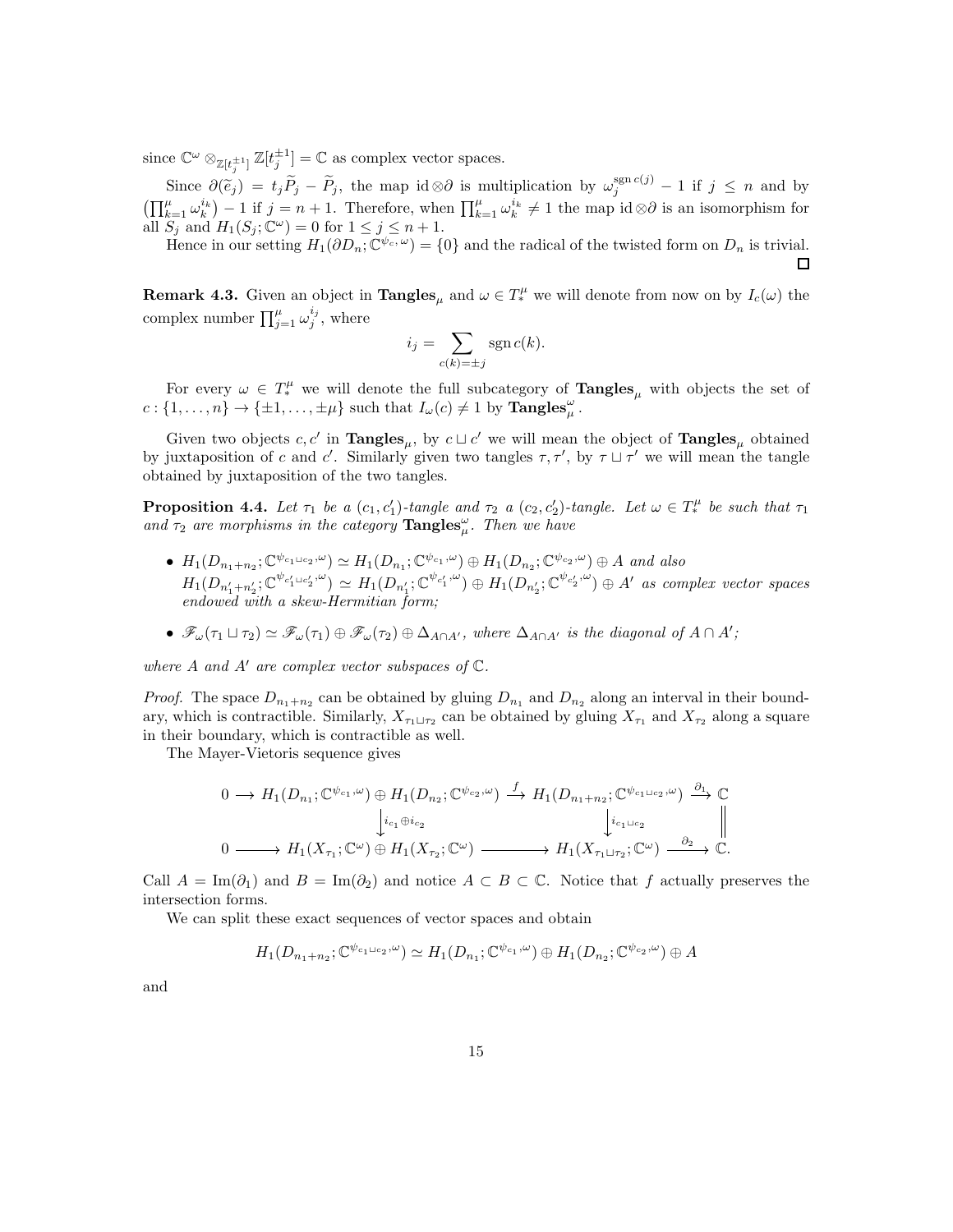since $\mathbb{C}^\omega \otimes_{\mathbb{Z}[t_j^{\pm 1}]} \mathbb{Z}[t_j^{\pm 1}] = \mathbb{C}$ as complex vector spaces.

Since $\partial(\widetilde{e}_j) = t_j \widetilde{P}_j - \widetilde{P}_j$, the map $\mathrm{id} \otimes \partial$ is multiplication by $\omega_j^{\operatorname{sgn} c(j)} - 1$ if $j \leq n$ and by $\left(\prod_{k=1}^{\mu} \omega_k^{i_k}\right) - 1$ if $j = n+1$. Therefore, when $\prod_{k=1}^{\mu} \omega_k^{i_k} \neq 1$ the map $\mathrm{id} \otimes \partial$ is an isomorphism for all $S_j$ and $H_1(S_j; \mathbb{C}^\omega) = 0$ for $1 \leq j \leq n+1$.

Hence in our setting $H_1(\partial D_n; \mathbb{C}^{\psi_c, \omega}) = \{0\}$ and the radical of the twisted form on $D_n$ is trivial. $\square$

**Remark 4.3.** Given an object in $\mathbf{Tangles}_\mu$ and $\omega \in T_*^\mu$ we will denote from now on by $I_c(\omega)$ the complex number $\prod_{j=1}^{\mu} \omega_j^{i_j}$, where

$$i_j = \sum_{c(k) = \pm j} \operatorname{sgn} c(k).$$

For every $\omega \in T_*^\mu$ we will denote the full subcategory of $\mathbf{Tangles}_\mu$ with objects the set of $c : \{1, \ldots, n\} \to \{\pm 1, \ldots, \pm \mu\}$ such that $I_\omega(c) \neq 1$ by $\mathbf{Tangles}_\mu^\omega$.

Given two objects $c, c'$ in $\mathbf{Tangles}_\mu$, by $c \sqcup c'$ we will mean the object of $\mathbf{Tangles}_\mu$ obtained by juxtaposition of $c$ and $c'$. Similarly given two tangles $\tau, \tau'$, by $\tau \sqcup \tau'$ we will mean the tangle obtained by juxtaposition of the two tangles.

**Proposition 4.4.** *Let $\tau_1$ be a $(c_1, c_1')$-tangle and $\tau_2$ a $(c_2, c_2')$-tangle. Let $\omega \in T_*^\mu$ be such that $\tau_1$ and $\tau_2$ are morphisms in the category $\mathbf{Tangles}_\mu^\omega$. Then we have*

- *$H_1(D_{n_1+n_2}; \mathbb{C}^{\psi_{c_1 \sqcup c_2}, \omega}) \simeq H_1(D_{n_1}; \mathbb{C}^{\psi_{c_1}, \omega}) \oplus H_1(D_{n_2}; \mathbb{C}^{\psi_{c_2}, \omega}) \oplus A$ and also $H_1(D_{n_1'+n_2'}; \mathbb{C}^{\psi_{c_1' \sqcup c_2'}, \omega}) \simeq H_1(D_{n_1'}; \mathbb{C}^{\psi_{c_1'}, \omega}) \oplus H_1(D_{n_2'}; \mathbb{C}^{\psi_{c_2'}, \omega}) \oplus A'$ as complex vector spaces endowed with a skew-Hermitian form;*
- *$\mathscr{F}_\omega(\tau_1 \sqcup \tau_2) \simeq \mathscr{F}_\omega(\tau_1) \oplus \mathscr{F}_\omega(\tau_2) \oplus \Delta_{A \cap A'}$, where $\Delta_{A \cap A'}$ is the diagonal of $A \cap A'$;*

*where $A$ and $A'$ are complex vector subspaces of $\mathbb{C}$.*

*Proof.* The space $D_{n_1+n_2}$ can be obtained by gluing $D_{n_1}$ and $D_{n_2}$ along an interval in their boundary, which is contractible. Similarly, $X_{\tau_1 \sqcup \tau_2}$ can be obtained by gluing $X_{\tau_1}$ and $X_{\tau_2}$ along a square in their boundary, which is contractible as well.

The Mayer-Vietoris sequence gives

$$\begin{array}{ccccccc}
0 \longrightarrow & H_1(D_{n_1}; \mathbb{C}^{\psi_{c_1}, \omega}) \oplus H_1(D_{n_2}; \mathbb{C}^{\psi_{c_2}, \omega}) & \xrightarrow{f} & H_1(D_{n_1+n_2}; \mathbb{C}^{\psi_{c_1 \sqcup c_2}, \omega}) & \xrightarrow{\partial_1} & \mathbb{C} \\
& \downarrow{\scriptstyle i_{c_1} \oplus i_{c_2}} & & \downarrow{\scriptstyle i_{c_1 \sqcup c_2}} & & \| \\
0 \longrightarrow & H_1(X_{\tau_1}; \mathbb{C}^\omega) \oplus H_1(X_{\tau_2}; \mathbb{C}^\omega) & \longrightarrow & H_1(X_{\tau_1 \sqcup \tau_2}; \mathbb{C}^\omega) & \xrightarrow{\partial_2} & \mathbb{C}.
\end{array}$$

Call $A = \operatorname{Im}(\partial_1)$ and $B = \operatorname{Im}(\partial_2)$ and notice $A \subset B \subset \mathbb{C}$. Notice that $f$ actually preserves the intersection forms.

We can split these exact sequences of vector spaces and obtain

$$H_1(D_{n_1+n_2}; \mathbb{C}^{\psi_{c_1 \sqcup c_2}, \omega}) \simeq H_1(D_{n_1}; \mathbb{C}^{\psi_{c_1}, \omega}) \oplus H_1(D_{n_2}; \mathbb{C}^{\psi_{c_2}, \omega}) \oplus A$$

and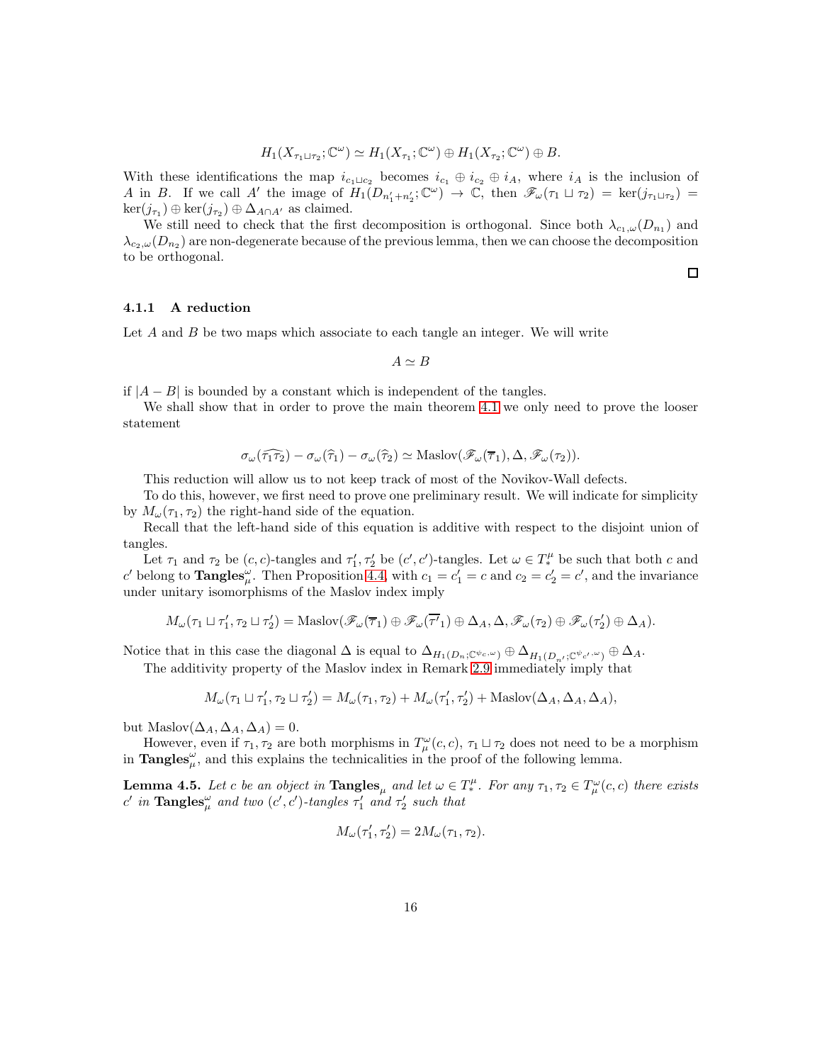$$H_1(X_{\tau_1 \sqcup \tau_2}; \mathbb{C}^\omega) \simeq H_1(X_{\tau_1}; \mathbb{C}^\omega) \oplus H_1(X_{\tau_2}; \mathbb{C}^\omega) \oplus B.$$

With these identifications the map $i_{c_1 \sqcup c_2}$ becomes $i_{c_1} \oplus i_{c_2} \oplus i_A$, where $i_A$ is the inclusion of $A$ in $B$. If we call $A'$ the image of $H_1(D_{n'_1+n'_2}; \mathbb{C}^\omega) \to \mathbb{C}$, then $\mathscr{F}_\omega(\tau_1 \sqcup \tau_2) = \ker(j_{\tau_1 \sqcup \tau_2}) = \ker(j_{\tau_1}) \oplus \ker(j_{\tau_2}) \oplus \Delta_{A \cap A'}$ as claimed.

We still need to check that the first decomposition is orthogonal. Since both $\lambda_{c_1,\omega}(D_{n_1})$ and $\lambda_{c_2,\omega}(D_{n_2})$ are non-degenerate because of the previous lemma, then we can choose the decomposition to be orthogonal.

□

### 4.1.1 A reduction

Let $A$ and $B$ be two maps which associate to each tangle an integer. We will write

$$A \simeq B$$

if $|A - B|$ is bounded by a constant which is independent of the tangles.

We shall show that in order to prove the main theorem 4.1 we only need to prove the looser statement

$$\sigma_\omega(\widehat{\tau_1 \tau_2}) - \sigma_\omega(\widehat{\tau}_1) - \sigma_\omega(\widehat{\tau}_2) \simeq \text{Maslov}(\mathscr{F}_\omega(\overline{\tau}_1), \Delta, \mathscr{F}_\omega(\tau_2)).$$

This reduction will allow us to not keep track of most of the Novikov-Wall defects.

To do this, however, we first need to prove one preliminary result. We will indicate for simplicity by $M_\omega(\tau_1, \tau_2)$ the right-hand side of the equation.

Recall that the left-hand side of this equation is additive with respect to the disjoint union of tangles.

Let $\tau_1$ and $\tau_2$ be $(c, c)$-tangles and $\tau'_1, \tau'_2$ be $(c', c')$-tangles. Let $\omega \in T^\mu_*$ be such that both $c$ and $c'$ belong to $\mathbf{Tangles}^\omega_\mu$. Then Proposition 4.4, with $c_1 = c'_1 = c$ and $c_2 = c'_2 = c'$, and the invariance under unitary isomorphisms of the Maslov index imply

$$M_\omega(\tau_1 \sqcup \tau'_1, \tau_2 \sqcup \tau'_2) = \text{Maslov}(\mathscr{F}_\omega(\overline{\tau}_1) \oplus \mathscr{F}_\omega(\overline{\tau'}_1) \oplus \Delta_A, \Delta, \mathscr{F}_\omega(\tau_2) \oplus \mathscr{F}_\omega(\tau'_2) \oplus \Delta_A).$$

Notice that in this case the diagonal $\Delta$ is equal to $\Delta_{H_1(D_n;\mathbb{C}^{\psi_c,\omega})} \oplus \Delta_{H_1(D_{n'};\mathbb{C}^{\psi_{c'},\omega})} \oplus \Delta_A$.

The additivity property of the Maslov index in Remark 2.9 immediately imply that

$$M_\omega(\tau_1 \sqcup \tau'_1, \tau_2 \sqcup \tau'_2) = M_\omega(\tau_1, \tau_2) + M_\omega(\tau'_1, \tau'_2) + \text{Maslov}(\Delta_A, \Delta_A, \Delta_A),$$

but $\text{Maslov}(\Delta_A, \Delta_A, \Delta_A) = 0$.

However, even if $\tau_1, \tau_2$ are both morphisms in $T^\omega_\mu(c, c)$, $\tau_1 \sqcup \tau_2$ does not need to be a morphism in $\mathbf{Tangles}^\omega_\mu$, and this explains the technicalities in the proof of the following lemma.

**Lemma 4.5.** *Let $c$ be an object in $\mathbf{Tangles}_\mu$ and let $\omega \in T^\mu_*$. For any $\tau_1, \tau_2 \in T^\omega_\mu(c, c)$ there exists $c'$ in $\mathbf{Tangles}^\omega_\mu$ and two $(c', c')$-tangles $\tau'_1$ and $\tau'_2$ such that*

$$M_\omega(\tau'_1, \tau'_2) = 2M_\omega(\tau_1, \tau_2).$$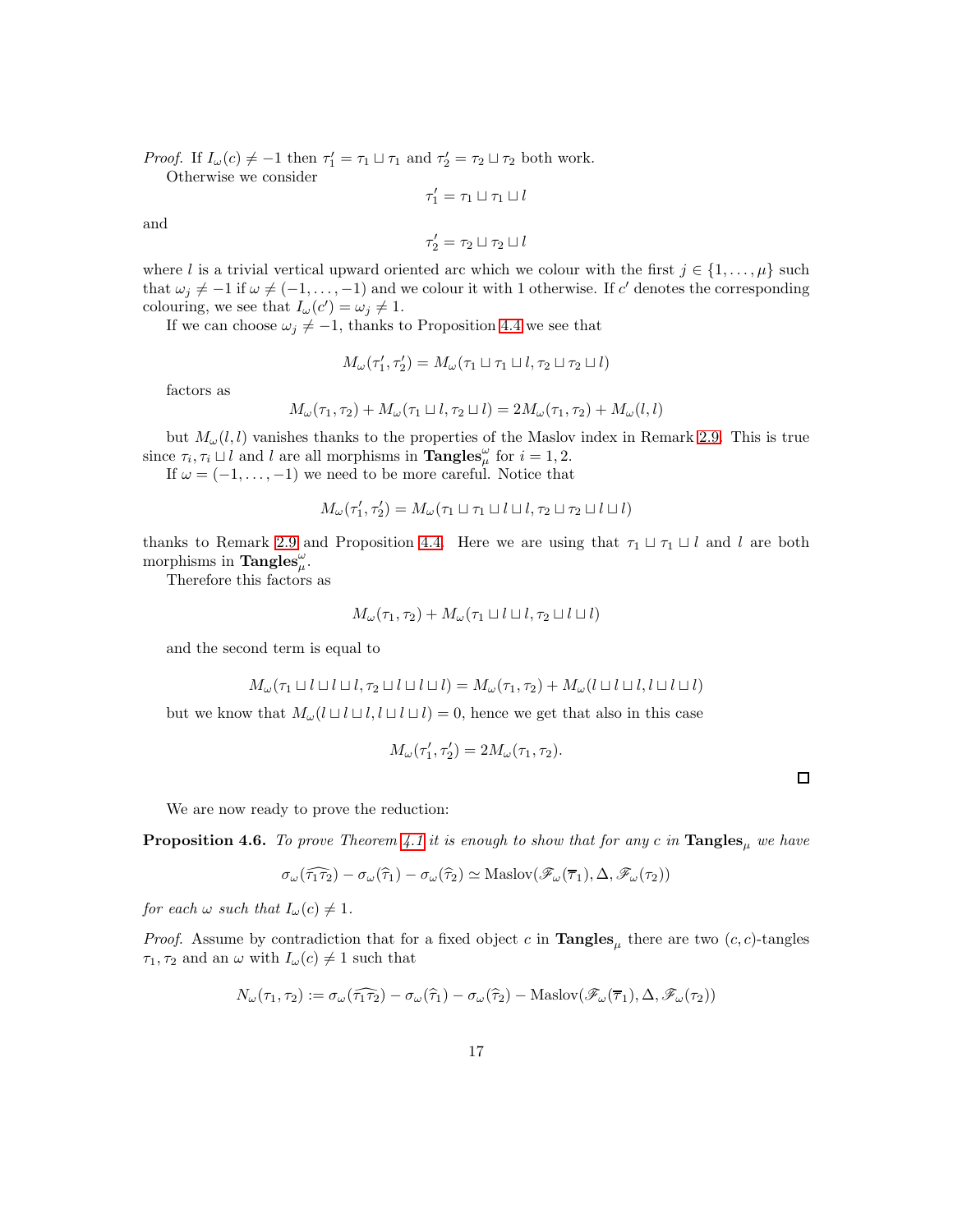*Proof.* If $I_\omega(c) \neq -1$ then $\tau_1' = \tau_1 \sqcup \tau_1$ and $\tau_2' = \tau_2 \sqcup \tau_2$ both work.

Otherwise we consider

$$\tau_1' = \tau_1 \sqcup \tau_1 \sqcup l$$

and

$$\tau_2' = \tau_2 \sqcup \tau_2 \sqcup l$$

where $l$ is a trivial vertical upward oriented arc which we colour with the first $j \in \{1, \ldots, \mu\}$ such that $\omega_j \neq -1$ if $\omega \neq (-1, \ldots, -1)$ and we colour it with 1 otherwise. If $c'$ denotes the corresponding colouring, we see that $I_\omega(c') = \omega_j \neq 1$.

If we can choose $\omega_j \neq -1$, thanks to Proposition 4.4 we see that

$$M_\omega(\tau_1', \tau_2') = M_\omega(\tau_1 \sqcup \tau_1 \sqcup l, \tau_2 \sqcup \tau_2 \sqcup l)$$

factors as

$$M_\omega(\tau_1, \tau_2) + M_\omega(\tau_1 \sqcup l, \tau_2 \sqcup l) = 2M_\omega(\tau_1, \tau_2) + M_\omega(l, l)$$

but $M_\omega(l, l)$ vanishes thanks to the properties of the Maslov index in Remark 2.9. This is true since $\tau_i, \tau_i \sqcup l$ and $l$ are all morphisms in $\mathbf{Tangles}_\mu^\omega$ for $i = 1, 2$.

If $\omega = (-1, \ldots, -1)$ we need to be more careful. Notice that

$$M_\omega(\tau_1', \tau_2') = M_\omega(\tau_1 \sqcup \tau_1 \sqcup l \sqcup l, \tau_2 \sqcup \tau_2 \sqcup l \sqcup l)$$

thanks to Remark 2.9 and Proposition 4.4. Here we are using that $\tau_1 \sqcup \tau_1 \sqcup l$ and $l$ are both morphisms in $\mathbf{Tangles}_\mu^\omega$.

Therefore this factors as

$$M_\omega(\tau_1, \tau_2) + M_\omega(\tau_1 \sqcup l \sqcup l, \tau_2 \sqcup l \sqcup l)$$

and the second term is equal to

$$M_\omega(\tau_1 \sqcup l \sqcup l \sqcup l, \tau_2 \sqcup l \sqcup l \sqcup l) = M_\omega(\tau_1, \tau_2) + M_\omega(l \sqcup l \sqcup l, l \sqcup l \sqcup l)$$

but we know that $M_\omega(l \sqcup l \sqcup l, l \sqcup l \sqcup l) = 0$, hence we get that also in this case

$$M_\omega(\tau_1', \tau_2') = 2M_\omega(\tau_1, \tau_2).$$

□

We are now ready to prove the reduction:

**Proposition 4.6.** *To prove Theorem 4.1 it is enough to show that for any $c$ in $\mathbf{Tangles}_\mu$ we have*

$$\sigma_\omega(\widehat{\tau_1\tau_2}) - \sigma_\omega(\widehat{\tau}_1) - \sigma_\omega(\widehat{\tau}_2) \simeq \mathrm{Maslov}(\mathscr{F}_\omega(\overline{\tau}_1), \Delta, \mathscr{F}_\omega(\tau_2))$$

*for each $\omega$ such that $I_\omega(c) \neq 1$.*

*Proof.* Assume by contradiction that for a fixed object $c$ in $\mathbf{Tangles}_\mu$ there are two $(c, c)$-tangles $\tau_1, \tau_2$ and an $\omega$ with $I_\omega(c) \neq 1$ such that

$$N_\omega(\tau_1, \tau_2) := \sigma_\omega(\widehat{\tau_1\tau_2}) - \sigma_\omega(\widehat{\tau}_1) - \sigma_\omega(\widehat{\tau}_2) - \mathrm{Maslov}(\mathscr{F}_\omega(\overline{\tau}_1), \Delta, \mathscr{F}_\omega(\tau_2))$$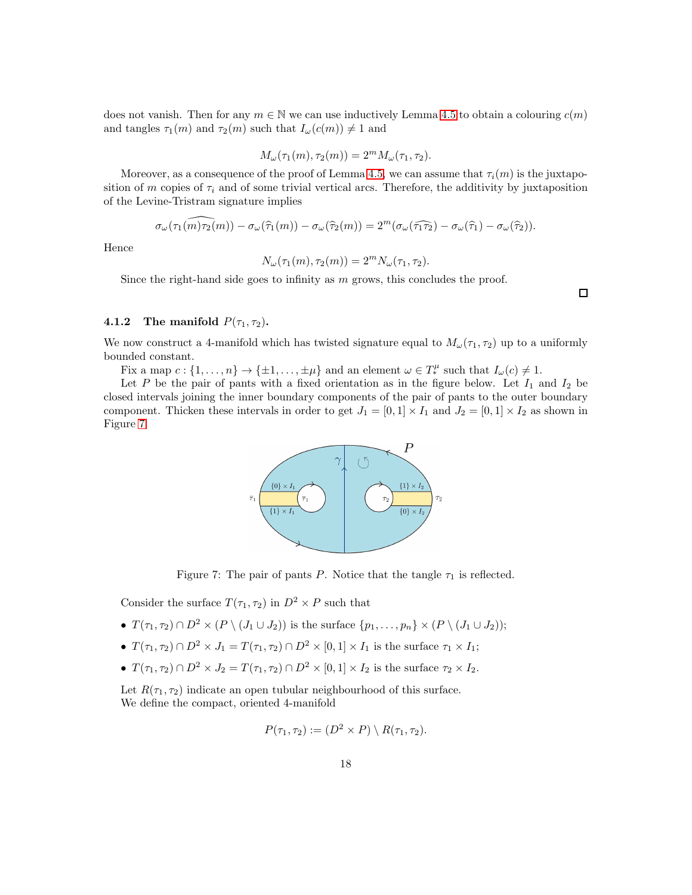does not vanish. Then for any $m \in \mathbb{N}$ we can use inductively Lemma 4.5 to obtain a colouring $c(m)$ and tangles $\tau_1(m)$ and $\tau_2(m)$ such that $I_\omega(c(m)) \neq 1$ and

$$M_\omega(\tau_1(m), \tau_2(m)) = 2^m M_\omega(\tau_1, \tau_2).$$

Moreover, as a consequence of the proof of Lemma 4.5, we can assume that $\tau_i(m)$ is the juxtaposition of $m$ copies of $\tau_i$ and of some trivial vertical arcs. Therefore, the additivity by juxtaposition of the Levine-Tristram signature implies

$$\sigma_\omega(\widehat{\tau_1(m)\tau_2(m)}) - \sigma_\omega(\widehat{\tau}_1(m)) - \sigma_\omega(\widehat{\tau}_2(m)) = 2^m(\sigma_\omega(\widehat{\tau_1\tau_2}) - \sigma_\omega(\widehat{\tau}_1) - \sigma_\omega(\widehat{\tau}_2)).$$

Hence

$$N_\omega(\tau_1(m), \tau_2(m)) = 2^m N_\omega(\tau_1, \tau_2).$$

Since the right-hand side goes to infinity as $m$ grows, this concludes the proof. □

#### 4.1.2 The manifold $P(\tau_1, \tau_2)$.

We now construct a 4-manifold which has twisted signature equal to $M_\omega(\tau_1, \tau_2)$ up to a uniformly bounded constant.

Fix a map $c : \{1, \dots, n\} \to \{\pm 1, \dots, \pm\mu\}$ and an element $\omega \in T_*^\mu$ such that $I_\omega(c) \neq 1$.

Let $P$ be the pair of pants with a fixed orientation as in the figure below. Let $I_1$ and $I_2$ be closed intervals joining the inner boundary components of the pair of pants to the outer boundary component. Thicken these intervals in order to get $J_1 = [0, 1] \times I_1$ and $J_2 = [0, 1] \times I_2$ as shown in Figure 7.

Figure 7: The pair of pants $P$. Notice that the tangle $\tau_1$ is reflected.

Consider the surface $T(\tau_1, \tau_2)$ in $D^2 \times P$ such that

- $T(\tau_1, \tau_2) \cap D^2 \times (P \setminus (J_1 \cup J_2))$ is the surface $\{p_1, \dots, p_n\} \times (P \setminus (J_1 \cup J_2))$;
- $T(\tau_1, \tau_2) \cap D^2 \times J_1 = T(\tau_1, \tau_2) \cap D^2 \times [0, 1] \times I_1$ is the surface $\tau_1 \times I_1$;
- $T(\tau_1, \tau_2) \cap D^2 \times J_2 = T(\tau_1, \tau_2) \cap D^2 \times [0, 1] \times I_2$ is the surface $\tau_2 \times I_2$.

Let $R(\tau_1, \tau_2)$ indicate an open tubular neighbourhood of this surface.
We define the compact, oriented 4-manifold

$$P(\tau_1, \tau_2) := (D^2 \times P) \setminus R(\tau_1, \tau_2).$$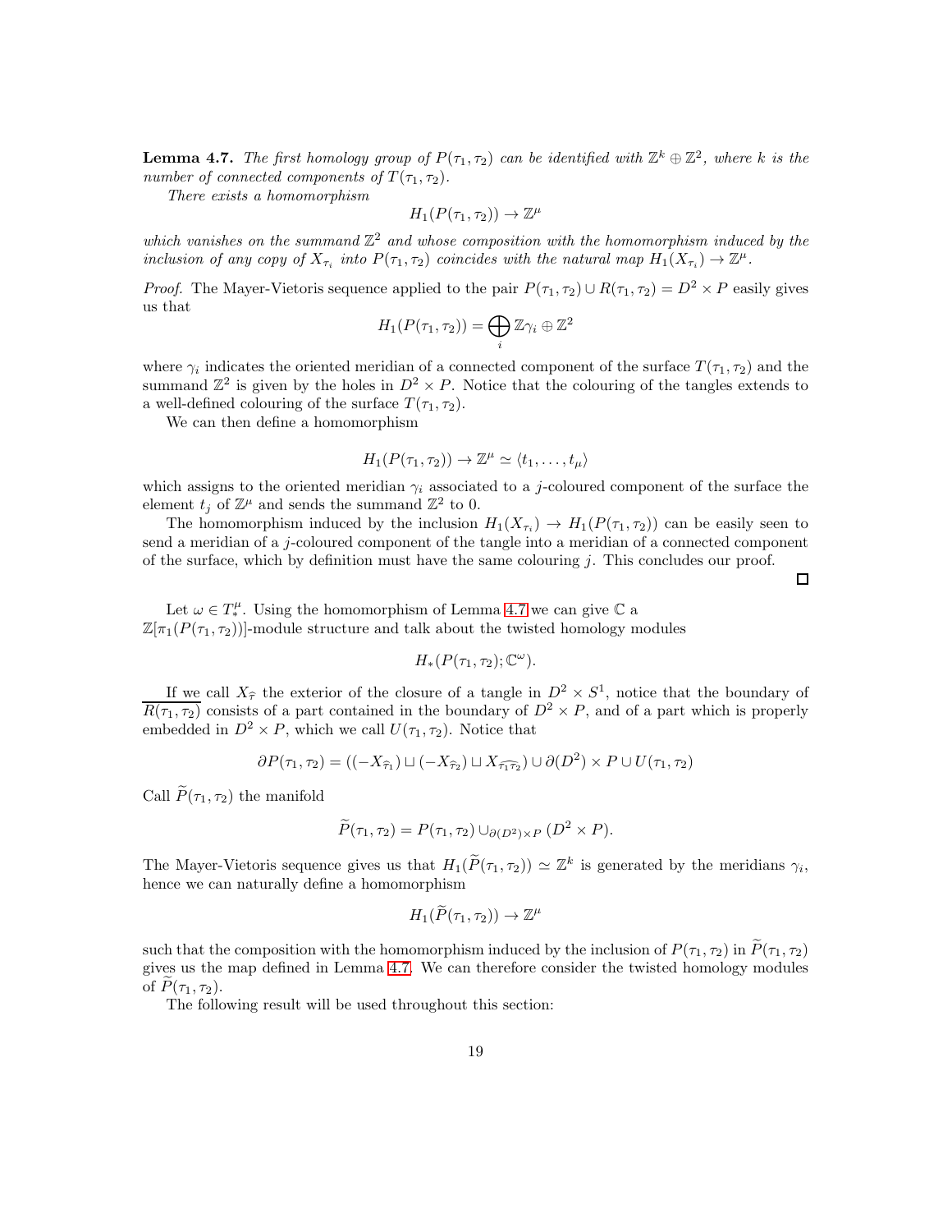**Lemma 4.7.** *The first homology group of $P(\tau_1, \tau_2)$ can be identified with $\mathbb{Z}^k \oplus \mathbb{Z}^2$, where $k$ is the number of connected components of $T(\tau_1, \tau_2)$.*

*There exists a homomorphism*

$$H_1(P(\tau_1, \tau_2)) \to \mathbb{Z}^\mu$$

*which vanishes on the summand $\mathbb{Z}^2$ and whose composition with the homomorphism induced by the inclusion of any copy of $X_{\tau_i}$ into $P(\tau_1, \tau_2)$ coincides with the natural map $H_1(X_{\tau_i}) \to \mathbb{Z}^\mu$.*

*Proof.* The Mayer-Vietoris sequence applied to the pair $P(\tau_1, \tau_2) \cup R(\tau_1, \tau_2) = D^2 \times P$ easily gives us that

$$H_1(P(\tau_1, \tau_2)) = \bigoplus_i \mathbb{Z}\gamma_i \oplus \mathbb{Z}^2$$

where $\gamma_i$ indicates the oriented meridian of a connected component of the surface $T(\tau_1, \tau_2)$ and the summand $\mathbb{Z}^2$ is given by the holes in $D^2 \times P$. Notice that the colouring of the tangles extends to a well-defined colouring of the surface $T(\tau_1, \tau_2)$.

We can then define a homomorphism

$$H_1(P(\tau_1, \tau_2)) \to \mathbb{Z}^\mu \simeq \langle t_1, \ldots, t_\mu \rangle$$

which assigns to the oriented meridian $\gamma_i$ associated to a $j$-coloured component of the surface the element $t_j$ of $\mathbb{Z}^\mu$ and sends the summand $\mathbb{Z}^2$ to 0.

The homomorphism induced by the inclusion $H_1(X_{\tau_i}) \to H_1(P(\tau_1, \tau_2))$ can be easily seen to send a meridian of a $j$-coloured component of the tangle into a meridian of a connected component of the surface, which by definition must have the same colouring $j$. This concludes our proof. $\square$

Let $\omega \in T^\mu_*$. Using the homomorphism of Lemma 4.7 we can give $\mathbb{C}$ a $\mathbb{Z}[\pi_1(P(\tau_1, \tau_2))]$-module structure and talk about the twisted homology modules

$$H_*(P(\tau_1, \tau_2); \mathbb{C}^\omega).$$

If we call $X_{\widehat{\tau}}$ the exterior of the closure of a tangle in $D^2 \times S^1$, notice that the boundary of $\overline{R(\tau_1, \tau_2)}$ consists of a part contained in the boundary of $D^2 \times P$, and of a part which is properly embedded in $D^2 \times P$, which we call $U(\tau_1, \tau_2)$. Notice that

$$\partial P(\tau_1, \tau_2) = ((-X_{\widehat{\tau}_1}) \sqcup (-X_{\widehat{\tau}_2}) \sqcup X_{\widehat{\tau_1 \tau_2}}) \cup \partial(D^2) \times P \cup U(\tau_1, \tau_2)$$

Call $\widetilde{P}(\tau_1, \tau_2)$ the manifold

$$\widetilde{P}(\tau_1, \tau_2) = P(\tau_1, \tau_2) \cup_{\partial(D^2) \times P} (D^2 \times P).$$

The Mayer-Vietoris sequence gives us that $H_1(\widetilde{P}(\tau_1, \tau_2)) \simeq \mathbb{Z}^k$ is generated by the meridians $\gamma_i$, hence we can naturally define a homomorphism

$$H_1(\widetilde{P}(\tau_1, \tau_2)) \to \mathbb{Z}^\mu$$

such that the composition with the homomorphism induced by the inclusion of $P(\tau_1, \tau_2)$ in $\widetilde{P}(\tau_1, \tau_2)$ gives us the map defined in Lemma 4.7. We can therefore consider the twisted homology modules of $\widetilde{P}(\tau_1, \tau_2)$.

The following result will be used throughout this section: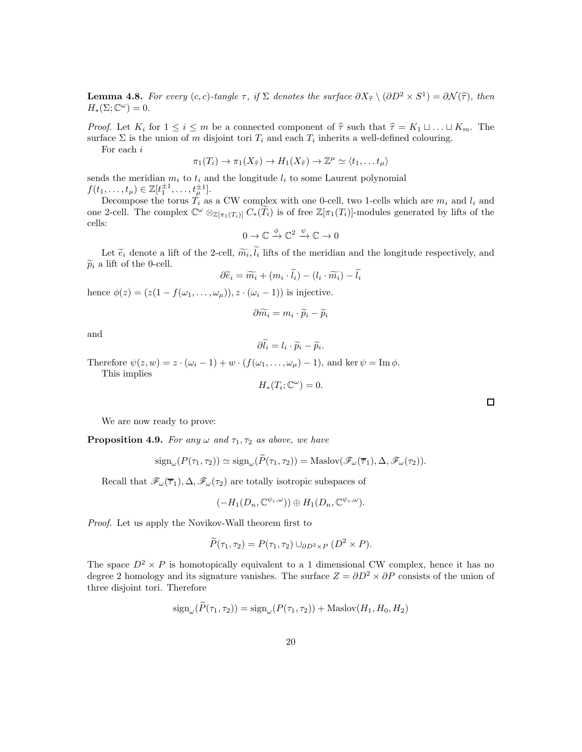**Lemma 4.8.** *For every $(c,c)$-tangle $\tau$, if $\Sigma$ denotes the surface $\partial X_{\widehat{\tau}} \setminus (\partial D^2 \times S^1) = \partial \mathcal{N}(\widehat{\tau})$, then $H_*(\Sigma; \mathbb{C}^\omega) = 0$.*

*Proof.* Let $K_i$ for $1 \leq i \leq m$ be a connected component of $\widehat{\tau}$ such that $\widehat{\tau} = K_1 \sqcup \ldots \sqcup K_m$. The surface $\Sigma$ is the union of $m$ disjoint tori $T_i$ and each $T_i$ inherits a well-defined colouring.

For each $i$

$$\pi_1(T_i) \to \pi_1(X_{\widehat{\tau}}) \to H_1(X_{\widehat{\tau}}) \to \mathbb{Z}^\mu \simeq \langle t_1, \ldots t_\mu \rangle$$

sends the meridian $m_i$ to $t_i$ and the longitude $l_i$ to some Laurent polynomial $f(t_1, \ldots, t_\mu) \in \mathbb{Z}[t_1^{\pm 1}, \ldots, t_\mu^{\pm 1}]$.

Decompose the torus $T_i$ as a CW complex with one 0-cell, two 1-cells which are $m_i$ and $l_i$ and one 2-cell. The complex $\mathbb{C}^\omega \otimes_{\mathbb{Z}[\pi_1(T_i)]} C_*(\widetilde{T_i})$ is of free $\mathbb{Z}[\pi_1(T_i)]$-modules generated by lifts of the cells:

$$0 \to \mathbb{C} \xrightarrow{\phi} \mathbb{C}^2 \xrightarrow{\psi} \mathbb{C} \to 0$$

Let $\widetilde{e}_i$ denote a lift of the 2-cell, $\widetilde{m_i}, \widetilde{l}_i$ lifts of the meridian and the longitude respectively, and $\widetilde{p}_i$ a lift of the 0-cell.

$$\partial \widetilde{e}_i = \widetilde{m_i} + (m_i \cdot \widetilde{l}_i) - (l_i \cdot \widetilde{m_i}) - \widetilde{l}_i$$

hence $\phi(z) = (z(1 - f(\omega_1, \ldots, \omega_\mu)), z \cdot (\omega_i - 1))$ is injective.

$$\partial \widetilde{m_i} = m_i \cdot \widetilde{p}_i - \widetilde{p}_i$$

and

$$\partial \widetilde{l}_i = l_i \cdot \widetilde{p}_i - \widetilde{p}_i.$$

Therefore $\psi(z, w) = z \cdot (\omega_i - 1) + w \cdot (f(\omega_1, \ldots, \omega_\mu) - 1)$, and $\ker \psi = \operatorname{Im} \phi$.

This implies

$$H_*(T_i; \mathbb{C}^\omega) = 0.$$

$\square$

We are now ready to prove:

**Proposition 4.9.** *For any $\omega$ and $\tau_1, \tau_2$ as above, we have*

$$\operatorname{sign}_\omega(P(\tau_1, \tau_2)) \simeq \operatorname{sign}_\omega(\widetilde{P}(\tau_1, \tau_2)) = \operatorname{Maslov}(\mathscr{F}_\omega(\overline{\tau}_1), \Delta, \mathscr{F}_\omega(\tau_2)).$$

Recall that $\mathscr{F}_\omega(\overline{\tau}_1), \Delta, \mathscr{F}_\omega(\tau_2)$ are totally isotropic subspaces of

$$(-H_1(D_n, \mathbb{C}^{\psi_c, \omega})) \oplus H_1(D_n, \mathbb{C}^{\psi_c, \omega}).$$

*Proof.* Let us apply the Novikov-Wall theorem first to

$$\widetilde{P}(\tau_1, \tau_2) = P(\tau_1, \tau_2) \cup_{\partial D^2 \times P} (D^2 \times P).$$

The space $D^2 \times P$ is homotopically equivalent to a 1 dimensional CW complex, hence it has no degree 2 homology and its signature vanishes. The surface $Z = \partial D^2 \times \partial P$ consists of the union of three disjoint tori. Therefore

$$\operatorname{sign}_\omega(\widetilde{P}(\tau_1, \tau_2)) = \operatorname{sign}_\omega(P(\tau_1, \tau_2)) + \operatorname{Maslov}(H_1, H_0, H_2)$$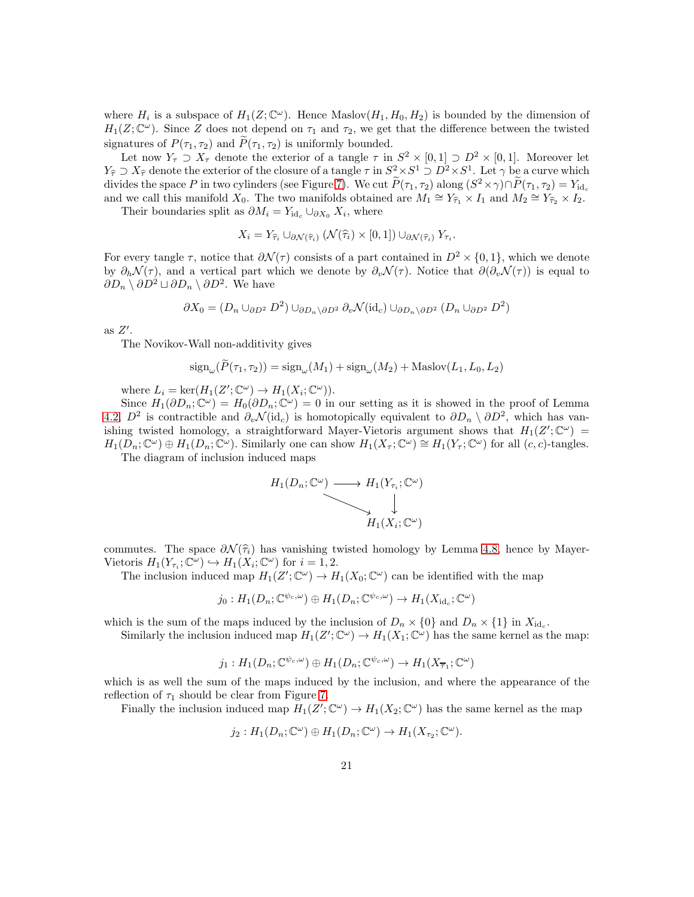where $H_i$ is a subspace of $H_1(Z;\mathbb{C}^\omega)$. Hence $\operatorname{Maslov}(H_1,H_0,H_2)$ is bounded by the dimension of $H_1(Z;\mathbb{C}^\omega)$. Since $Z$ does not depend on $\tau_1$ and $\tau_2$, we get that the difference between the twisted signatures of $P(\tau_1,\tau_2)$ and $\widetilde{P}(\tau_1,\tau_2)$ is uniformly bounded.

Let now $Y_\tau \supset X_\tau$ denote the exterior of a tangle $\tau$ in $S^2\times[0,1]\supset D^2\times[0,1]$. Moreover let $Y_{\widehat{\tau}}\supset X_{\widehat{\tau}}$ denote the exterior of the closure of a tangle $\tau$ in $S^2\times S^1\supset D^2\times S^1$. Let $\gamma$ be a curve which divides the space $P$ in two cylinders (see Figure 7). We cut $\widetilde{P}(\tau_1,\tau_2)$ along $(S^2\times\gamma)\cap\widetilde{P}(\tau_1,\tau_2)=Y_{\mathrm{id}_c}$ and we call this manifold $X_0$. The two manifolds obtained are $M_1\cong Y_{\widehat{\tau}_1}\times I_1$ and $M_2\cong Y_{\widehat{\tau}_2}\times I_2$.

Their boundaries split as $\partial M_i = Y_{\mathrm{id}_c}\cup_{\partial X_0} X_i$, where

$$X_i = Y_{\widehat{\tau}_i}\cup_{\partial\mathcal{N}(\widehat{\tau}_i)}(\mathcal{N}(\widehat{\tau}_i)\times[0,1])\cup_{\partial\mathcal{N}(\widehat{\tau}_i)} Y_{\tau_i}.$$

For every tangle $\tau$, notice that $\partial\mathcal{N}(\tau)$ consists of a part contained in $D^2\times\{0,1\}$, which we denote by $\partial_h\mathcal{N}(\tau)$, and a vertical part which we denote by $\partial_v\mathcal{N}(\tau)$. Notice that $\partial(\partial_v\mathcal{N}(\tau))$ is equal to $\partial D_n\setminus\partial D^2\sqcup\partial D_n\setminus\partial D^2$. We have

$$\partial X_0 = (D_n\cup_{\partial D^2} D^2)\cup_{\partial D_n\setminus\partial D^2}\partial_v\mathcal{N}(\mathrm{id}_c)\cup_{\partial D_n\setminus\partial D^2}(D_n\cup_{\partial D^2} D^2)$$

as $Z'$.

The Novikov-Wall non-additivity gives

$$\operatorname{sign}_\omega(\widetilde{P}(\tau_1,\tau_2)) = \operatorname{sign}_\omega(M_1)+\operatorname{sign}_\omega(M_2)+\operatorname{Maslov}(L_1,L_0,L_2)$$

where $L_i=\ker(H_1(Z';\mathbb{C}^\omega)\to H_1(X_i;\mathbb{C}^\omega))$.

Since $H_1(\partial D_n;\mathbb{C}^\omega)=H_0(\partial D_n;\mathbb{C}^\omega)=0$ in our setting as it is showed in the proof of Lemma 4.2, $D^2$ is contractible and $\partial_v\mathcal{N}(\mathrm{id}_c)$ is homotopically equivalent to $\partial D_n\setminus\partial D^2$, which has vanishing twisted homology, a straightforward Mayer-Vietoris argument shows that $H_1(Z';\mathbb{C}^\omega) = H_1(D_n;\mathbb{C}^\omega)\oplus H_1(D_n;\mathbb{C}^\omega)$. Similarly one can show $H_1(X_\tau;\mathbb{C}^\omega)\cong H_1(Y_\tau;\mathbb{C}^\omega)$ for all $(c,c)$-tangles.

The diagram of inclusion induced maps

$$\begin{array}{ccc} H_1(D_n;\mathbb{C}^\omega) & \longrightarrow & H_1(Y_{\tau_i};\mathbb{C}^\omega) \\ & \searrow & \downarrow \\ & & H_1(X_i;\mathbb{C}^\omega) \end{array}$$

commutes. The space $\partial\mathcal{N}(\widehat{\tau}_i)$ has vanishing twisted homology by Lemma 4.8, hence by Mayer-Vietoris $H_1(Y_{\tau_i};\mathbb{C}^\omega)\hookrightarrow H_1(X_i;\mathbb{C}^\omega)$ for $i=1,2$.

The inclusion induced map $H_1(Z';\mathbb{C}^\omega)\to H_1(X_0;\mathbb{C}^\omega)$ can be identified with the map

$$j_0: H_1(D_n;\mathbb{C}^{\psi_c,\omega})\oplus H_1(D_n;\mathbb{C}^{\psi_c,\omega})\to H_1(X_{\mathrm{id}_c};\mathbb{C}^\omega)$$

which is the sum of the maps induced by the inclusion of $D_n\times\{0\}$ and $D_n\times\{1\}$ in $X_{\mathrm{id}_c}$.

Similarly the inclusion induced map $H_1(Z';\mathbb{C}^\omega)\to H_1(X_1;\mathbb{C}^\omega)$ has the same kernel as the map:

$$j_1: H_1(D_n;\mathbb{C}^{\psi_c,\omega})\oplus H_1(D_n;\mathbb{C}^{\psi_c,\omega})\to H_1(X_{\overline{\tau}_1};\mathbb{C}^\omega)$$

which is as well the sum of the maps induced by the inclusion, and where the appearance of the reflection of $\tau_1$ should be clear from Figure 7.

Finally the inclusion induced map $H_1(Z';\mathbb{C}^\omega)\to H_1(X_2;\mathbb{C}^\omega)$ has the same kernel as the map

$$j_2: H_1(D_n;\mathbb{C}^\omega)\oplus H_1(D_n;\mathbb{C}^\omega)\to H_1(X_{\tau_2};\mathbb{C}^\omega).$$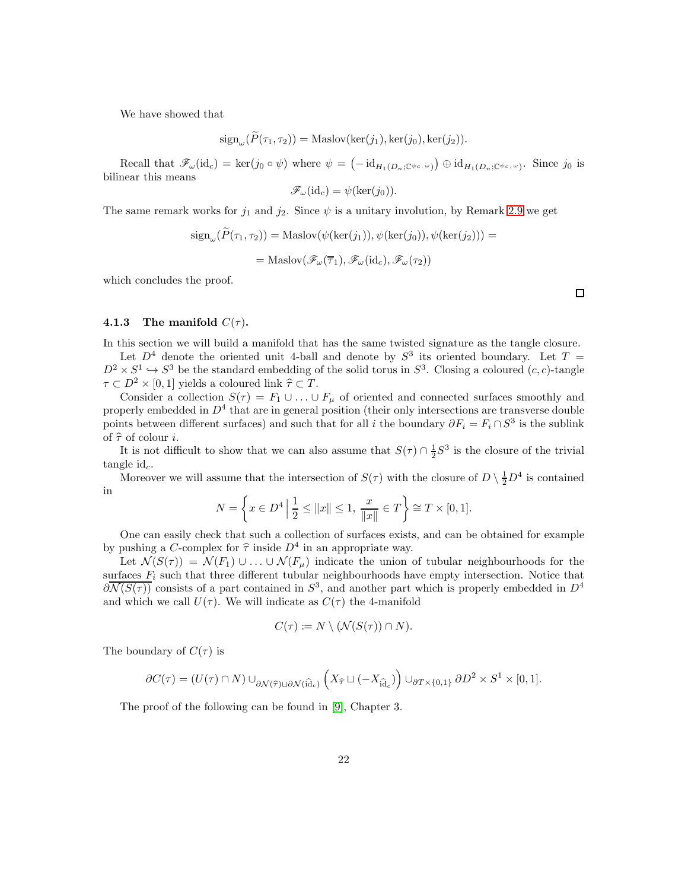We have showed that

$$\operatorname{sign}_\omega(\widetilde{P}(\tau_1,\tau_2)) = \operatorname{Maslov}(\ker(j_1), \ker(j_0), \ker(j_2)).$$

Recall that $\mathscr{F}_\omega(\mathrm{id}_c) = \ker(j_0 \circ \psi)$ where $\psi = \left(-\operatorname{id}_{H_1(D_n;\mathbb{C}^{\psi_c,\omega})}\right) \oplus \operatorname{id}_{H_1(D_n;\mathbb{C}^{\psi_c,\omega})}$. Since $j_0$ is bilinear this means

$$\mathscr{F}_\omega(\mathrm{id}_c) = \psi(\ker(j_0)).$$

The same remark works for $j_1$ and $j_2$. Since $\psi$ is a unitary involution, by Remark 2.9 we get

$$\operatorname{sign}_\omega(\widetilde{P}(\tau_1,\tau_2)) = \operatorname{Maslov}(\psi(\ker(j_1)), \psi(\ker(j_0)), \psi(\ker(j_2))) =$$

$$= \operatorname{Maslov}(\mathscr{F}_\omega(\overline{\tau}_1), \mathscr{F}_\omega(\mathrm{id}_c), \mathscr{F}_\omega(\tau_2))$$

which concludes the proof.

□

### 4.1.3 The manifold $C(\tau)$.

In this section we will build a manifold that has the same twisted signature as the tangle closure.

Let $D^4$ denote the oriented unit 4-ball and denote by $S^3$ its oriented boundary. Let $T = D^2 \times S^1 \hookrightarrow S^3$ be the standard embedding of the solid torus in $S^3$. Closing a coloured $(c,c)$-tangle $\tau \subset D^2 \times [0,1]$ yields a coloured link $\widehat{\tau} \subset T$.

Consider a collection $S(\tau) = F_1 \cup \ldots \cup F_\mu$ of oriented and connected surfaces smoothly and properly embedded in $D^4$ that are in general position (their only intersections are transverse double points between different surfaces) and such that for all $i$ the boundary $\partial F_i = F_i \cap S^3$ is the sublink of $\widehat{\tau}$ of colour $i$.

It is not difficult to show that we can also assume that $S(\tau) \cap \frac{1}{2}S^3$ is the closure of the trivial tangle $\mathrm{id}_c$.

Moreover we will assume that the intersection of $S(\tau)$ with the closure of $D \setminus \frac{1}{2}D^4$ is contained in

$$N = \left\{ x \in D^4 \,\Big|\, \frac{1}{2} \leq \|x\| \leq 1,\ \frac{x}{\|x\|} \in T \right\} \cong T \times [0,1].$$

One can easily check that such a collection of surfaces exists, and can be obtained for example by pushing a $C$-complex for $\widehat{\tau}$ inside $D^4$ in an appropriate way.

Let $\mathcal{N}(S(\tau)) = \mathcal{N}(F_1) \cup \ldots \cup \mathcal{N}(F_\mu)$ indicate the union of tubular neighbourhoods for the surfaces $F_i$ such that three different tubular neighbourhoods have empty intersection. Notice that $\partial\overline{\mathcal{N}(S(\tau))}$ consists of a part contained in $S^3$, and another part which is properly embedded in $D^4$ and which we call $U(\tau)$. We will indicate as $C(\tau)$ the 4-manifold

$$C(\tau) := N \setminus (\mathcal{N}(S(\tau)) \cap N).$$

The boundary of $C(\tau)$ is

$$\partial C(\tau) = (U(\tau) \cap N) \cup_{\partial\mathcal{N}(\widehat{\tau}) \sqcup \partial\mathcal{N}(\widehat{\mathrm{id}}_c)} \left( X_{\widehat{\tau}} \sqcup (-X_{\widehat{\mathrm{id}}_c}) \right) \cup_{\partial T \times \{0,1\}} \partial D^2 \times S^1 \times [0,1].$$

The proof of the following can be found in [9], Chapter 3.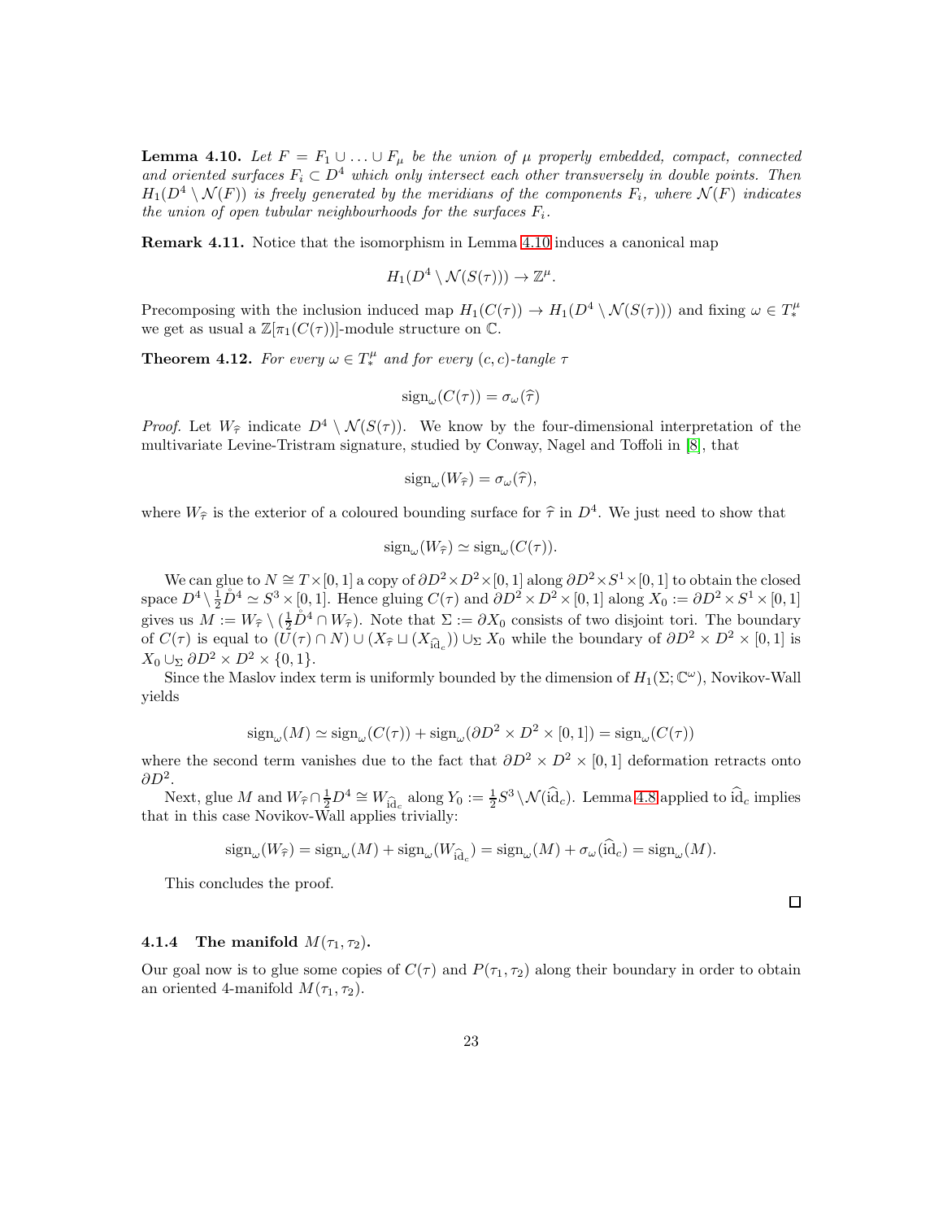**Lemma 4.10.** *Let $F = F_1 \cup \ldots \cup F_\mu$ be the union of $\mu$ properly embedded, compact, connected and oriented surfaces $F_i \subset D^4$ which only intersect each other transversely in double points. Then $H_1(D^4 \setminus \mathcal{N}(F))$ is freely generated by the meridians of the components $F_i$, where $\mathcal{N}(F)$ indicates the union of open tubular neighbourhoods for the surfaces $F_i$.*

**Remark 4.11.** Notice that the isomorphism in Lemma 4.10 induces a canonical map

$$H_1(D^4 \setminus \mathcal{N}(S(\tau))) \to \mathbb{Z}^\mu.$$

Precomposing with the inclusion induced map $H_1(C(\tau)) \to H_1(D^4 \setminus \mathcal{N}(S(\tau)))$ and fixing $\omega \in T_*^\mu$ we get as usual a $\mathbb{Z}[\pi_1(C(\tau))]$-module structure on $\mathbb{C}$.

**Theorem 4.12.** *For every $\omega \in T_*^\mu$ and for every $(c, c)$-tangle $\tau$*

$$\operatorname{sign}_\omega(C(\tau)) = \sigma_\omega(\widehat{\tau})$$

*Proof.* Let $W_{\widehat{\tau}}$ indicate $D^4 \setminus \mathcal{N}(S(\tau))$. We know by the four-dimensional interpretation of the multivariate Levine-Tristram signature, studied by Conway, Nagel and Toffoli in [8], that

$$\operatorname{sign}_\omega(W_{\widehat{\tau}}) = \sigma_\omega(\widehat{\tau}),$$

where $W_{\widehat{\tau}}$ is the exterior of a coloured bounding surface for $\widehat{\tau}$ in $D^4$. We just need to show that

$$\operatorname{sign}_\omega(W_{\widehat{\tau}}) \simeq \operatorname{sign}_\omega(C(\tau)).$$

We can glue to $N \cong T \times [0,1]$ a copy of $\partial D^2 \times D^2 \times [0,1]$ along $\partial D^2 \times S^1 \times [0,1]$ to obtain the closed space $D^4 \setminus \frac{1}{2}\mathring{D}^4 \simeq S^3 \times [0,1]$. Hence gluing $C(\tau)$ and $\partial D^2 \times D^2 \times [0,1]$ along $X_0 := \partial D^2 \times S^1 \times [0,1]$ gives us $M := W_{\widehat{\tau}} \setminus (\frac{1}{2}\mathring{D}^4 \cap W_{\widehat{\tau}})$. Note that $\Sigma := \partial X_0$ consists of two disjoint tori. The boundary of $C(\tau)$ is equal to $(U(\tau) \cap N) \cup (X_{\widehat{\tau}} \sqcup (X_{\widehat{\mathrm{id}}_c})) \cup_\Sigma X_0$ while the boundary of $\partial D^2 \times D^2 \times [0,1]$ is $X_0 \cup_\Sigma \partial D^2 \times D^2 \times \{0,1\}$.

Since the Maslov index term is uniformly bounded by the dimension of $H_1(\Sigma; \mathbb{C}^\omega)$, Novikov-Wall yields

$$\operatorname{sign}_\omega(M) \simeq \operatorname{sign}_\omega(C(\tau)) + \operatorname{sign}_\omega(\partial D^2 \times D^2 \times [0,1]) = \operatorname{sign}_\omega(C(\tau))$$

where the second term vanishes due to the fact that $\partial D^2 \times D^2 \times [0,1]$ deformation retracts onto $\partial D^2$.

Next, glue $M$ and $W_{\widehat{\tau}} \cap \frac{1}{2}D^4 \cong W_{\widehat{\mathrm{id}}_c}$ along $Y_0 := \frac{1}{2}S^3 \setminus \mathcal{N}(\widehat{\mathrm{id}}_c)$. Lemma 4.8 applied to $\widehat{\mathrm{id}}_c$ implies that in this case Novikov-Wall applies trivially:

$$\operatorname{sign}_\omega(W_{\widehat{\tau}}) = \operatorname{sign}_\omega(M) + \operatorname{sign}_\omega(W_{\widehat{\mathrm{id}}_c}) = \operatorname{sign}_\omega(M) + \sigma_\omega(\widehat{\mathrm{id}}_c) = \operatorname{sign}_\omega(M).$$

This concludes the proof. $\square$

### 4.1.4 The manifold $M(\tau_1, \tau_2)$.

Our goal now is to glue some copies of $C(\tau)$ and $P(\tau_1, \tau_2)$ along their boundary in order to obtain an oriented 4-manifold $M(\tau_1, \tau_2)$.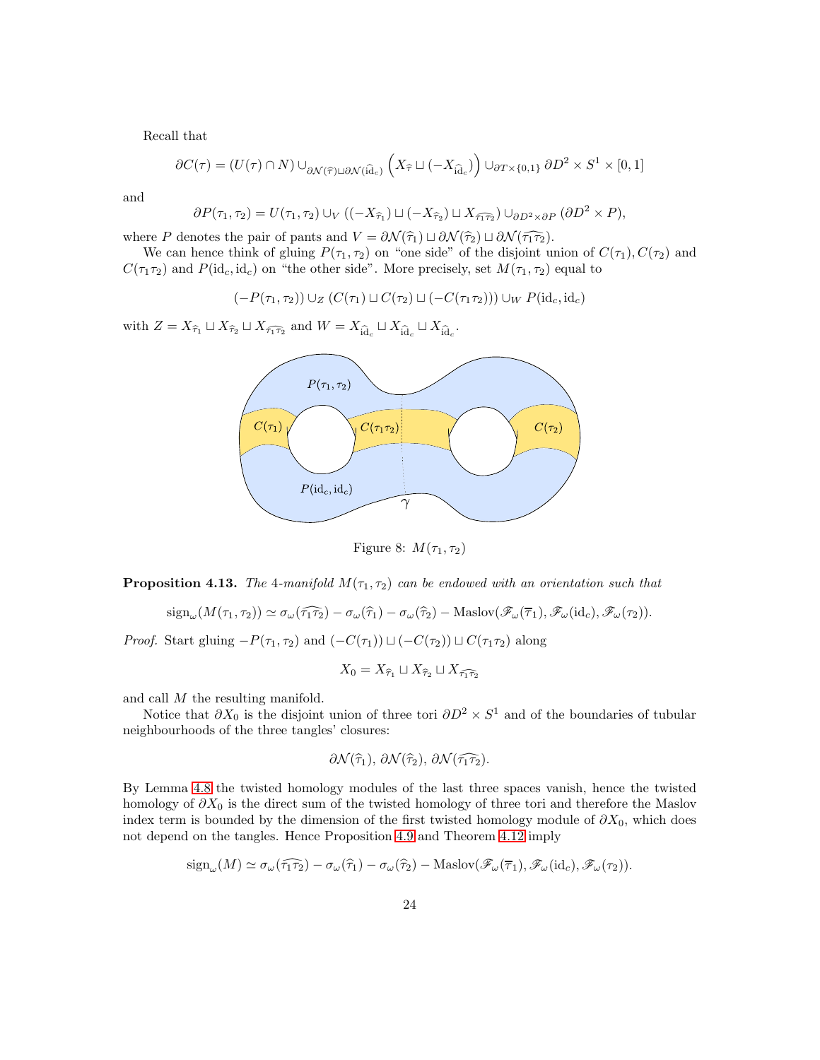Recall that

$$\partial C(\tau) = (U(\tau) \cap N) \cup_{\partial \mathcal{N}(\widehat{\tau}) \sqcup \partial \mathcal{N}(\widehat{\mathrm{id}}_c)} \left( X_{\widehat{\tau}} \sqcup (-X_{\widehat{\mathrm{id}}_c}) \right) \cup_{\partial T \times \{0,1\}} \partial D^2 \times S^1 \times [0,1]$$

and

$$\partial P(\tau_1, \tau_2) = U(\tau_1, \tau_2) \cup_V ((-X_{\widehat{\tau}_1}) \sqcup (-X_{\widehat{\tau}_2}) \sqcup X_{\widehat{\tau_1 \tau_2}}) \cup_{\partial D^2 \times \partial P} (\partial D^2 \times P),$$

where $P$ denotes the pair of pants and $V = \partial \mathcal{N}(\widehat{\tau}_1) \sqcup \partial \mathcal{N}(\widehat{\tau}_2) \sqcup \partial \mathcal{N}(\widehat{\tau_1 \tau_2})$.

We can hence think of gluing $P(\tau_1, \tau_2)$ on "one side" of the disjoint union of $C(\tau_1), C(\tau_2)$ and $C(\tau_1 \tau_2)$ and $P(\mathrm{id}_c, \mathrm{id}_c)$ on "the other side". More precisely, set $M(\tau_1, \tau_2)$ equal to

$$(-P(\tau_1, \tau_2)) \cup_Z (C(\tau_1) \sqcup C(\tau_2) \sqcup (-C(\tau_1 \tau_2))) \cup_W P(\mathrm{id}_c, \mathrm{id}_c)$$

with $Z = X_{\widehat{\tau}_1} \sqcup X_{\widehat{\tau}_2} \sqcup X_{\widehat{\tau_1 \tau_2}}$ and $W = X_{\widehat{\mathrm{id}}_c} \sqcup X_{\widehat{\mathrm{id}}_c} \sqcup X_{\widehat{\mathrm{id}}_c}$.

Figure 8: $M(\tau_1, \tau_2)$

**Proposition 4.13.** *The 4-manifold $M(\tau_1, \tau_2)$ can be endowed with an orientation such that*

$$\operatorname{sign}_\omega(M(\tau_1, \tau_2)) \simeq \sigma_\omega(\widehat{\tau_1 \tau_2}) - \sigma_\omega(\widehat{\tau}_1) - \sigma_\omega(\widehat{\tau}_2) - \operatorname{Maslov}(\mathscr{F}_\omega(\overline{\tau}_1), \mathscr{F}_\omega(\mathrm{id}_c), \mathscr{F}_\omega(\tau_2)).$$

*Proof.* Start gluing $-P(\tau_1, \tau_2)$ and $(-C(\tau_1)) \sqcup (-C(\tau_2)) \sqcup C(\tau_1 \tau_2)$ along

$$X_0 = X_{\widehat{\tau}_1} \sqcup X_{\widehat{\tau}_2} \sqcup X_{\widehat{\tau_1 \tau_2}}$$

and call $M$ the resulting manifold.

Notice that $\partial X_0$ is the disjoint union of three tori $\partial D^2 \times S^1$ and of the boundaries of tubular neighbourhoods of the three tangles' closures:

$$\partial \mathcal{N}(\widehat{\tau}_1),\ \partial \mathcal{N}(\widehat{\tau}_2),\ \partial \mathcal{N}(\widehat{\tau_1 \tau_2}).$$

By Lemma 4.8 the twisted homology modules of the last three spaces vanish, hence the twisted homology of $\partial X_0$ is the direct sum of the twisted homology of three tori and therefore the Maslov index term is bounded by the dimension of the first twisted homology module of $\partial X_0$, which does not depend on the tangles. Hence Proposition 4.9 and Theorem 4.12 imply

$$\operatorname{sign}_\omega(M) \simeq \sigma_\omega(\widehat{\tau_1 \tau_2}) - \sigma_\omega(\widehat{\tau}_1) - \sigma_\omega(\widehat{\tau}_2) - \operatorname{Maslov}(\mathscr{F}_\omega(\overline{\tau}_1), \mathscr{F}_\omega(\mathrm{id}_c), \mathscr{F}_\omega(\tau_2)).$$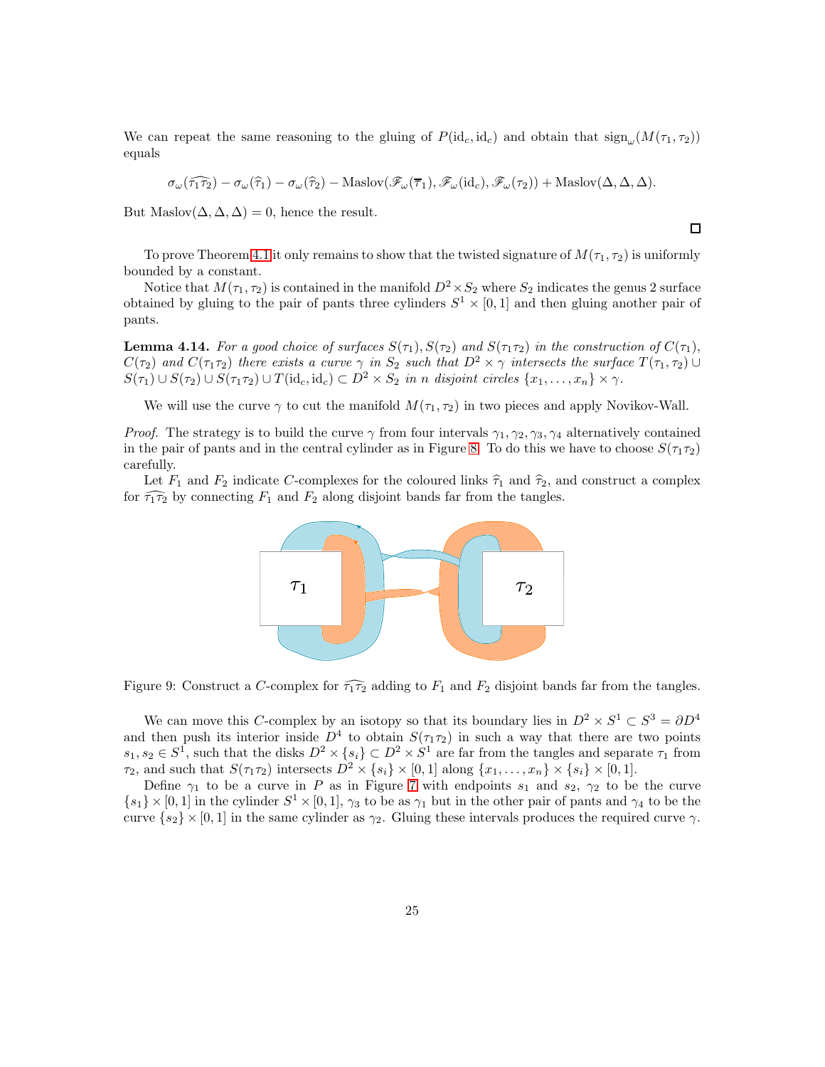We can repeat the same reasoning to the gluing of $P(\mathrm{id}_c, \mathrm{id}_c)$ and obtain that $\mathrm{sign}_\omega(M(\tau_1, \tau_2))$ equals

$$\sigma_\omega(\widehat{\tau_1\tau_2}) - \sigma_\omega(\widehat{\tau}_1) - \sigma_\omega(\widehat{\tau}_2) - \mathrm{Maslov}(\mathscr{F}_\omega(\overline{\tau}_1), \mathscr{F}_\omega(\mathrm{id}_c), \mathscr{F}_\omega(\tau_2)) + \mathrm{Maslov}(\Delta, \Delta, \Delta).$$

But $\mathrm{Maslov}(\Delta, \Delta, \Delta) = 0$, hence the result. □

To prove Theorem 4.1 it only remains to show that the twisted signature of $M(\tau_1, \tau_2)$ is uniformly bounded by a constant.

Notice that $M(\tau_1, \tau_2)$ is contained in the manifold $D^2 \times S_2$ where $S_2$ indicates the genus 2 surface obtained by gluing to the pair of pants three cylinders $S^1 \times [0,1]$ and then gluing another pair of pants.

**Lemma 4.14.** *For a good choice of surfaces $S(\tau_1), S(\tau_2)$ and $S(\tau_1\tau_2)$ in the construction of $C(\tau_1)$, $C(\tau_2)$ and $C(\tau_1\tau_2)$ there exists a curve $\gamma$ in $S_2$ such that $D^2 \times \gamma$ intersects the surface $T(\tau_1, \tau_2) \cup S(\tau_1) \cup S(\tau_2) \cup S(\tau_1\tau_2) \cup T(\mathrm{id}_c, \mathrm{id}_c) \subset D^2 \times S_2$ in $n$ disjoint circles $\{x_1, \ldots, x_n\} \times \gamma$.*

We will use the curve $\gamma$ to cut the manifold $M(\tau_1, \tau_2)$ in two pieces and apply Novikov-Wall.

*Proof.* The strategy is to build the curve $\gamma$ from four intervals $\gamma_1, \gamma_2, \gamma_3, \gamma_4$ alternatively contained in the pair of pants and in the central cylinder as in Figure 8. To do this we have to choose $S(\tau_1\tau_2)$ carefully.

Let $F_1$ and $F_2$ indicate $C$-complexes for the coloured links $\widehat{\tau}_1$ and $\widehat{\tau}_2$, and construct a complex for $\widehat{\tau_1\tau_2}$ by connecting $F_1$ and $F_2$ along disjoint bands far from the tangles.

Figure 9: Construct a $C$-complex for $\widehat{\tau_1\tau_2}$ adding to $F_1$ and $F_2$ disjoint bands far from the tangles.

We can move this $C$-complex by an isotopy so that its boundary lies in $D^2 \times S^1 \subset S^3 = \partial D^4$ and then push its interior inside $D^4$ to obtain $S(\tau_1\tau_2)$ in such a way that there are two points $s_1, s_2 \in S^1$, such that the disks $D^2 \times \{s_i\} \subset D^2 \times S^1$ are far from the tangles and separate $\tau_1$ from $\tau_2$, and such that $S(\tau_1\tau_2)$ intersects $D^2 \times \{s_i\} \times [0,1]$ along $\{x_1, \ldots, x_n\} \times \{s_i\} \times [0,1]$.

Define $\gamma_1$ to be a curve in $P$ as in Figure 7 with endpoints $s_1$ and $s_2$, $\gamma_2$ to be the curve $\{s_1\} \times [0,1]$ in the cylinder $S^1 \times [0,1]$, $\gamma_3$ to be as $\gamma_1$ but in the other pair of pants and $\gamma_4$ to be the curve $\{s_2\} \times [0,1]$ in the same cylinder as $\gamma_2$. Gluing these intervals produces the required curve $\gamma$.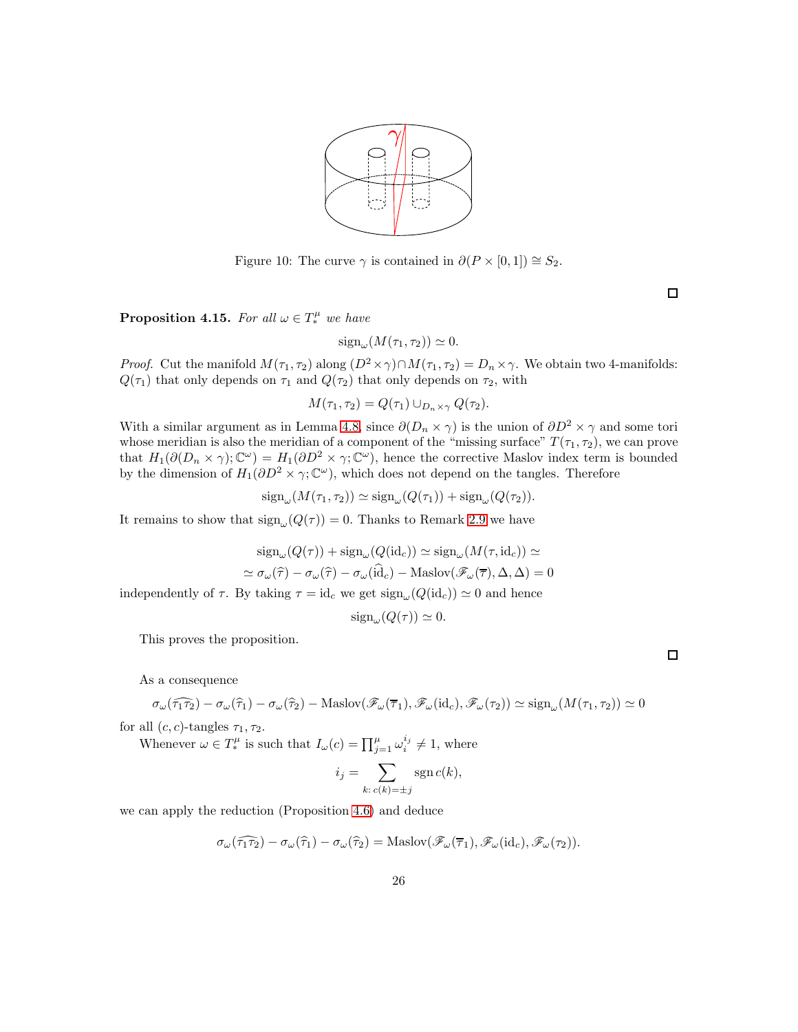Figure 10: The curve $\gamma$ is contained in $\partial(P \times [0,1]) \cong S_2$.

□

**Proposition 4.15.** *For all* $\omega \in T^\mu_*$ *we have*

$$\operatorname{sign}_\omega(M(\tau_1, \tau_2)) \simeq 0.$$

*Proof.* Cut the manifold $M(\tau_1, \tau_2)$ along $(D^2 \times \gamma) \cap M(\tau_1, \tau_2) = D_n \times \gamma$. We obtain two 4-manifolds: $Q(\tau_1)$ that only depends on $\tau_1$ and $Q(\tau_2)$ that only depends on $\tau_2$, with

$$M(\tau_1, \tau_2) = Q(\tau_1) \cup_{D_n \times \gamma} Q(\tau_2).$$

With a similar argument as in Lemma 4.8, since $\partial(D_n \times \gamma)$ is the union of $\partial D^2 \times \gamma$ and some tori whose meridian is also the meridian of a component of the "missing surface" $T(\tau_1, \tau_2)$, we can prove that $H_1(\partial(D_n \times \gamma); \mathbb{C}^\omega) = H_1(\partial D^2 \times \gamma; \mathbb{C}^\omega)$, hence the corrective Maslov index term is bounded by the dimension of $H_1(\partial D^2 \times \gamma; \mathbb{C}^\omega)$, which does not depend on the tangles. Therefore

$$\operatorname{sign}_\omega(M(\tau_1, \tau_2)) \simeq \operatorname{sign}_\omega(Q(\tau_1)) + \operatorname{sign}_\omega(Q(\tau_2)).$$

It remains to show that $\operatorname{sign}_\omega(Q(\tau)) = 0$. Thanks to Remark 2.9 we have

$$\operatorname{sign}_\omega(Q(\tau)) + \operatorname{sign}_\omega(Q(\mathrm{id}_c)) \simeq \operatorname{sign}_\omega(M(\tau, \mathrm{id}_c)) \simeq$$
$$\simeq \sigma_\omega(\widehat{\tau}) - \sigma_\omega(\widehat{\tau}) - \sigma_\omega(\widehat{\mathrm{id}}_c) - \operatorname{Maslov}(\mathscr{F}_\omega(\overline{\tau}), \Delta, \Delta) = 0$$

independently of $\tau$. By taking $\tau = \mathrm{id}_c$ we get $\operatorname{sign}_\omega(Q(\mathrm{id}_c)) \simeq 0$ and hence

$$\operatorname{sign}_\omega(Q(\tau)) \simeq 0.$$

This proves the proposition.

□

As a consequence

$$\sigma_\omega(\widehat{\tau_1\tau_2}) - \sigma_\omega(\widehat{\tau}_1) - \sigma_\omega(\widehat{\tau}_2) - \operatorname{Maslov}(\mathscr{F}_\omega(\overline{\tau}_1), \mathscr{F}_\omega(\mathrm{id}_c), \mathscr{F}_\omega(\tau_2)) \simeq \operatorname{sign}_\omega(M(\tau_1, \tau_2)) \simeq 0$$

for all $(c, c)$-tangles $\tau_1, \tau_2$.

Whenever $\omega \in T^\mu_*$ is such that $I_\omega(c) = \prod_{j=1}^{\mu} \omega_i^{i_j} \neq 1$, where

$$i_j = \sum_{k \colon c(k) = \pm j} \operatorname{sgn} c(k),$$

we can apply the reduction (Proposition 4.6) and deduce

$$\sigma_\omega(\widehat{\tau_1\tau_2}) - \sigma_\omega(\widehat{\tau}_1) - \sigma_\omega(\widehat{\tau}_2) = \operatorname{Maslov}(\mathscr{F}_\omega(\overline{\tau}_1), \mathscr{F}_\omega(\mathrm{id}_c), \mathscr{F}_\omega(\tau_2)).$$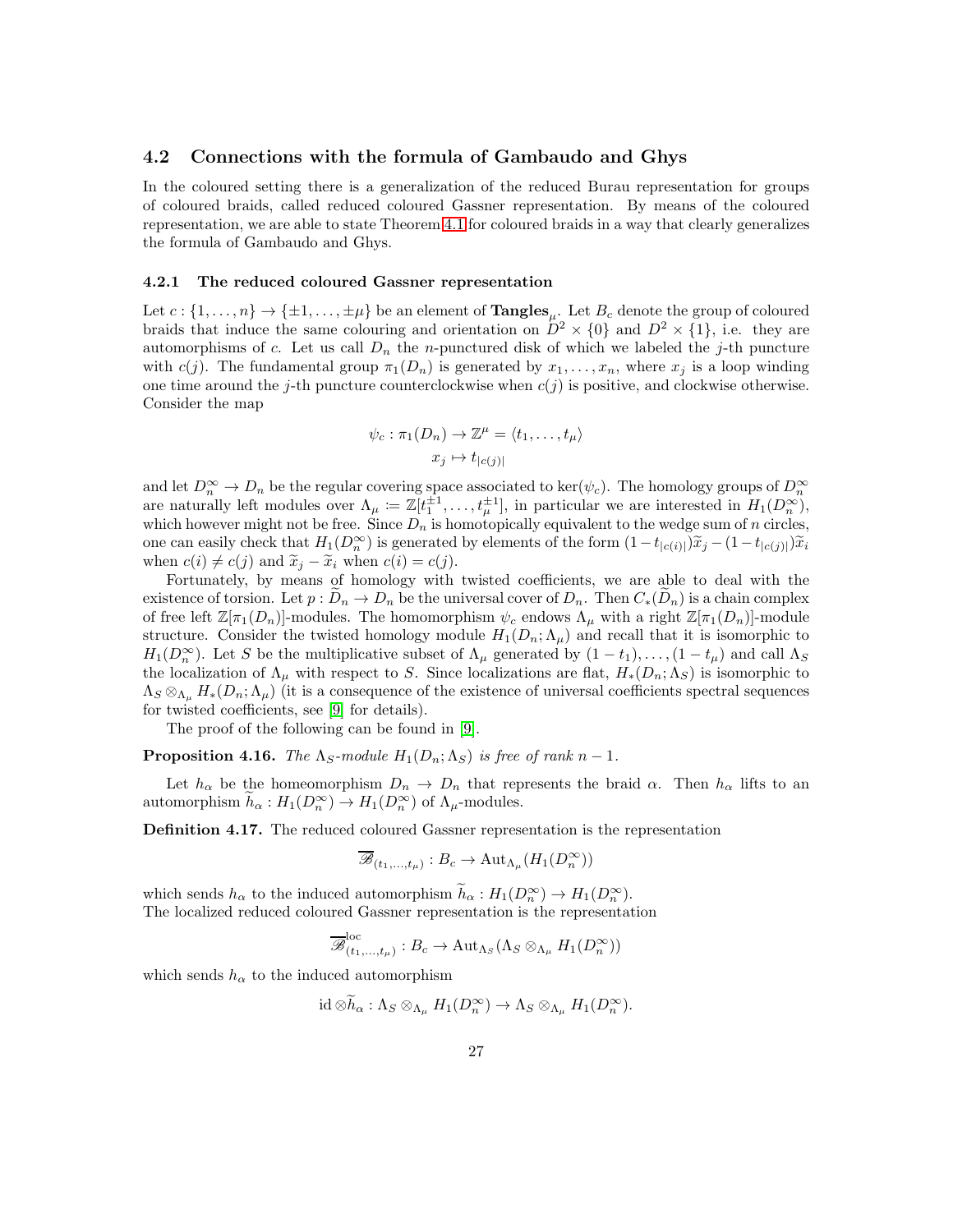## 4.2 Connections with the formula of Gambaudo and Ghys

In the coloured setting there is a generalization of the reduced Burau representation for groups of coloured braids, called reduced coloured Gassner representation. By means of the coloured representation, we are able to state Theorem 4.1 for coloured braids in a way that clearly generalizes the formula of Gambaudo and Ghys.

### 4.2.1 The reduced coloured Gassner representation

Let $c : \{1, \ldots, n\} \to \{\pm 1, \ldots, \pm \mu\}$ be an element of $\mathbf{Tangles}_\mu$. Let $B_c$ denote the group of coloured braids that induce the same colouring and orientation on $D^2 \times \{0\}$ and $D^2 \times \{1\}$, i.e. they are automorphisms of $c$. Let us call $D_n$ the $n$-punctured disk of which we labeled the $j$-th puncture with $c(j)$. The fundamental group $\pi_1(D_n)$ is generated by $x_1, \ldots, x_n$, where $x_j$ is a loop winding one time around the $j$-th puncture counterclockwise when $c(j)$ is positive, and clockwise otherwise. Consider the map

$$\psi_c : \pi_1(D_n) \to \mathbb{Z}^\mu = \langle t_1, \ldots, t_\mu \rangle$$
$$x_j \mapsto t_{|c(j)|}$$

and let $D_n^\infty \to D_n$ be the regular covering space associated to $\ker(\psi_c)$. The homology groups of $D_n^\infty$ are naturally left modules over $\Lambda_\mu := \mathbb{Z}[t_1^{\pm 1}, \ldots, t_\mu^{\pm 1}]$, in particular we are interested in $H_1(D_n^\infty)$, which however might not be free. Since $D_n$ is homotopically equivalent to the wedge sum of $n$ circles, one can easily check that $H_1(D_n^\infty)$ is generated by elements of the form $(1 - t_{|c(i)|})\widetilde{x}_j - (1 - t_{|c(j)|})\widetilde{x}_i$ when $c(i) \neq c(j)$ and $\widetilde{x}_j - \widetilde{x}_i$ when $c(i) = c(j)$.

Fortunately, by means of homology with twisted coefficients, we are able to deal with the existence of torsion. Let $p : \widetilde{D}_n \to D_n$ be the universal cover of $D_n$. Then $C_*(\widetilde{D}_n)$ is a chain complex of free left $\mathbb{Z}[\pi_1(D_n)]$-modules. The homomorphism $\psi_c$ endows $\Lambda_\mu$ with a right $\mathbb{Z}[\pi_1(D_n)]$-module structure. Consider the twisted homology module $H_1(D_n; \Lambda_\mu)$ and recall that it is isomorphic to $H_1(D_n^\infty)$. Let $S$ be the multiplicative subset of $\Lambda_\mu$ generated by $(1 - t_1), \ldots, (1 - t_\mu)$ and call $\Lambda_S$ the localization of $\Lambda_\mu$ with respect to $S$. Since localizations are flat, $H_*(D_n; \Lambda_S)$ is isomorphic to $\Lambda_S \otimes_{\Lambda_\mu} H_*(D_n; \Lambda_\mu)$ (it is a consequence of the existence of universal coefficients spectral sequences for twisted coefficients, see [9] for details).

The proof of the following can be found in [9].

**Proposition 4.16.** *The $\Lambda_S$-module $H_1(D_n; \Lambda_S)$ is free of rank $n - 1$.*

Let $h_\alpha$ be the homeomorphism $D_n \to D_n$ that represents the braid $\alpha$. Then $h_\alpha$ lifts to an automorphism $\widetilde{h}_\alpha : H_1(D_n^\infty) \to H_1(D_n^\infty)$ of $\Lambda_\mu$-modules.

**Definition 4.17.** The reduced coloured Gassner representation is the representation

$$\overline{\mathscr{B}}_{(t_1, \ldots, t_\mu)} : B_c \to \mathrm{Aut}_{\Lambda_\mu}(H_1(D_n^\infty))$$

which sends $h_\alpha$ to the induced automorphism $\widetilde{h}_\alpha : H_1(D_n^\infty) \to H_1(D_n^\infty)$.
The localized reduced coloured Gassner representation is the representation

$$\overline{\mathscr{B}}^{\mathrm{loc}}_{(t_1, \ldots, t_\mu)} : B_c \to \mathrm{Aut}_{\Lambda_S}(\Lambda_S \otimes_{\Lambda_\mu} H_1(D_n^\infty))$$

which sends $h_\alpha$ to the induced automorphism

$$\mathrm{id} \otimes \widetilde{h}_\alpha : \Lambda_S \otimes_{\Lambda_\mu} H_1(D_n^\infty) \to \Lambda_S \otimes_{\Lambda_\mu} H_1(D_n^\infty).$$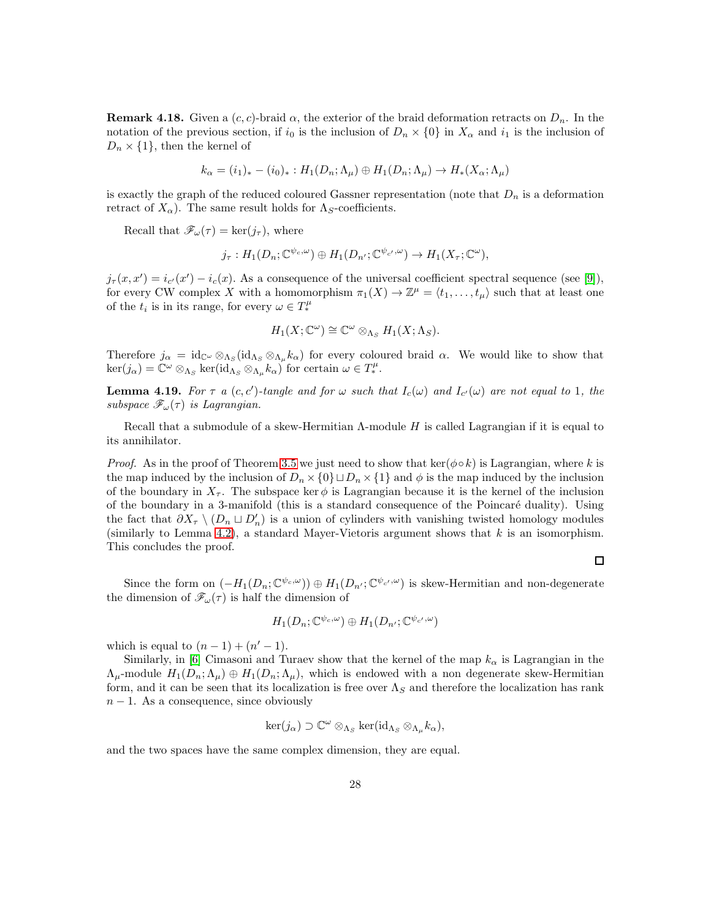**Remark 4.18.** Given a $(c, c)$-braid $\alpha$, the exterior of the braid deformation retracts on $D_n$. In the notation of the previous section, if $i_0$ is the inclusion of $D_n \times \{0\}$ in $X_\alpha$ and $i_1$ is the inclusion of $D_n \times \{1\}$, then the kernel of

$$k_\alpha = (i_1)_* - (i_0)_* : H_1(D_n; \Lambda_\mu) \oplus H_1(D_n; \Lambda_\mu) \to H_*(X_\alpha; \Lambda_\mu)$$

is exactly the graph of the reduced coloured Gassner representation (note that $D_n$ is a deformation retract of $X_\alpha$). The same result holds for $\Lambda_S$-coefficients.

Recall that $\mathscr{F}_\omega(\tau) = \ker(j_\tau)$, where

$$j_\tau : H_1(D_n; \mathbb{C}^{\psi_c, \omega}) \oplus H_1(D_{n'}; \mathbb{C}^{\psi_{c'}, \omega}) \to H_1(X_\tau; \mathbb{C}^\omega),$$

$j_\tau(x, x') = i_{c'}(x') - i_c(x)$. As a consequence of the universal coefficient spectral sequence (see [9]), for every CW complex $X$ with a homomorphism $\pi_1(X) \to \mathbb{Z}^\mu = \langle t_1, \ldots, t_\mu \rangle$ such that at least one of the $t_i$ is in its range, for every $\omega \in T_*^\mu$

$$H_1(X; \mathbb{C}^\omega) \cong \mathbb{C}^\omega \otimes_{\Lambda_S} H_1(X; \Lambda_S).$$

Therefore $j_\alpha = \mathrm{id}_{\mathbb{C}^\omega} \otimes_{\Lambda_S} (\mathrm{id}_{\Lambda_S} \otimes_{\Lambda_\mu} k_\alpha)$ for every coloured braid $\alpha$. We would like to show that $\ker(j_\alpha) = \mathbb{C}^\omega \otimes_{\Lambda_S} \ker(\mathrm{id}_{\Lambda_S} \otimes_{\Lambda_\mu} k_\alpha)$ for certain $\omega \in T_*^\mu$.

**Lemma 4.19.** *For $\tau$ a $(c, c')$-tangle and for $\omega$ such that $I_c(\omega)$ and $I_{c'}(\omega)$ are not equal to 1, the subspace $\mathscr{F}_\omega(\tau)$ is Lagrangian.*

Recall that a submodule of a skew-Hermitian $\Lambda$-module $H$ is called Lagrangian if it is equal to its annihilator.

*Proof.* As in the proof of Theorem 3.5 we just need to show that $\ker(\phi \circ k)$ is Lagrangian, where $k$ is the map induced by the inclusion of $D_n \times \{0\} \sqcup D_n \times \{1\}$ and $\phi$ is the map induced by the inclusion of the boundary in $X_\tau$. The subspace $\ker \phi$ is Lagrangian because it is the kernel of the inclusion of the boundary in a 3-manifold (this is a standard consequence of the Poincaré duality). Using the fact that $\partial X_\tau \setminus (D_n \sqcup D'_n)$ is a union of cylinders with vanishing twisted homology modules (similarly to Lemma 4.2), a standard Mayer-Vietoris argument shows that $k$ is an isomorphism. This concludes the proof.

□

Since the form on $(-H_1(D_n; \mathbb{C}^{\psi_c, \omega})) \oplus H_1(D_{n'}; \mathbb{C}^{\psi_{c'}, \omega})$ is skew-Hermitian and non-degenerate the dimension of $\mathscr{F}_\omega(\tau)$ is half the dimension of

$$H_1(D_n; \mathbb{C}^{\psi_c, \omega}) \oplus H_1(D_{n'}; \mathbb{C}^{\psi_{c'}, \omega})$$

which is equal to $(n - 1) + (n' - 1)$.

Similarly, in [6] Cimasoni and Turaev show that the kernel of the map $k_\alpha$ is Lagrangian in the $\Lambda_\mu$-module $H_1(D_n; \Lambda_\mu) \oplus H_1(D_n; \Lambda_\mu)$, which is endowed with a non degenerate skew-Hermitian form, and it can be seen that its localization is free over $\Lambda_S$ and therefore the localization has rank $n - 1$. As a consequence, since obviously

$$\ker(j_\alpha) \supset \mathbb{C}^\omega \otimes_{\Lambda_S} \ker(\mathrm{id}_{\Lambda_S} \otimes_{\Lambda_\mu} k_\alpha),$$

and the two spaces have the same complex dimension, they are equal.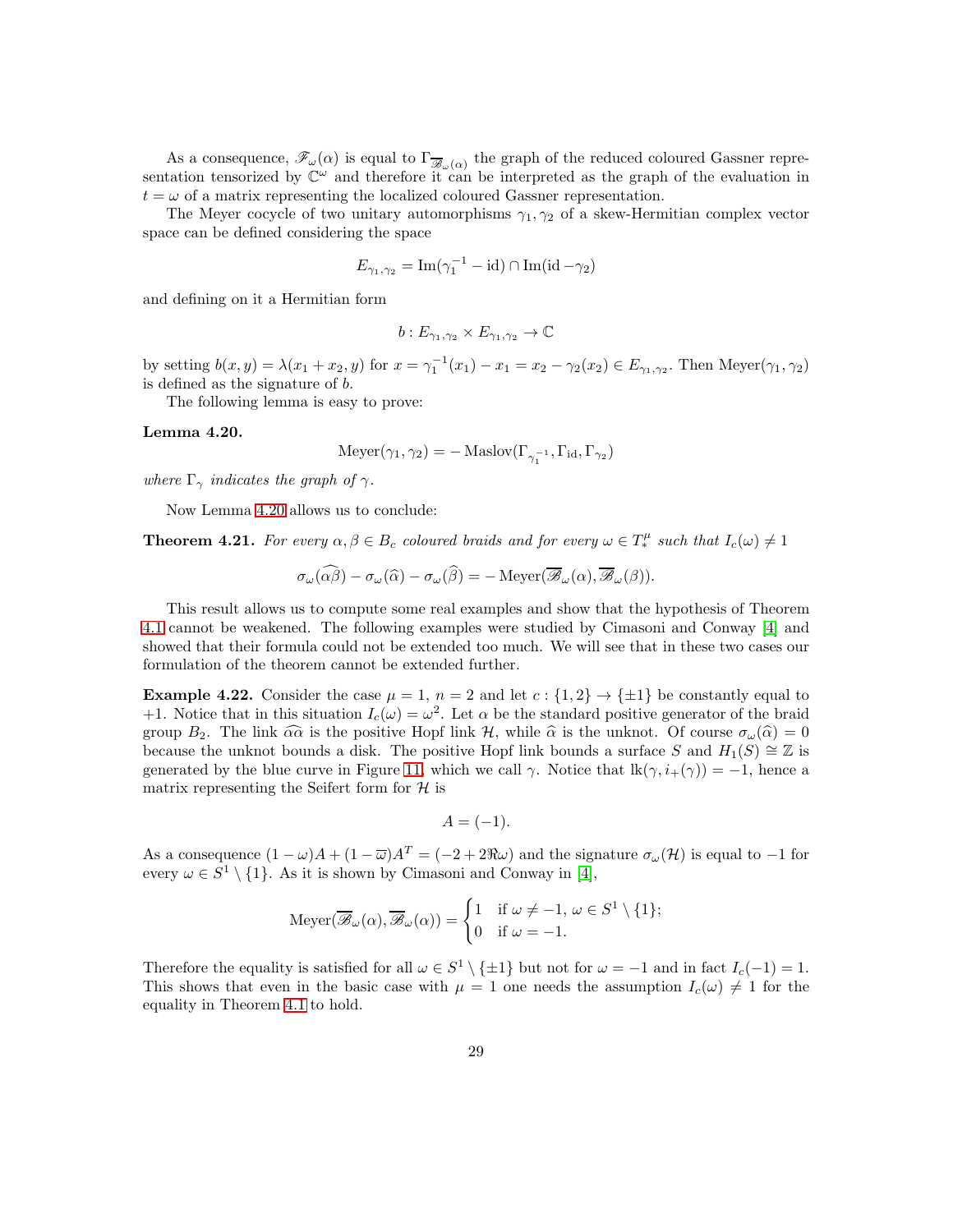As a consequence, $\mathscr{F}_\omega(\alpha)$ is equal to $\Gamma_{\overline{\mathscr{B}}_\omega(\alpha)}$ the graph of the reduced coloured Gassner representation tensorized by $\mathbb{C}^\omega$ and therefore it can be interpreted as the graph of the evaluation in $t = \omega$ of a matrix representing the localized coloured Gassner representation.

The Meyer cocycle of two unitary automorphisms $\gamma_1, \gamma_2$ of a skew-Hermitian complex vector space can be defined considering the space

$$E_{\gamma_1,\gamma_2} = \operatorname{Im}(\gamma_1^{-1} - \mathrm{id}) \cap \operatorname{Im}(\mathrm{id} - \gamma_2)$$

and defining on it a Hermitian form

$$b : E_{\gamma_1,\gamma_2} \times E_{\gamma_1,\gamma_2} \to \mathbb{C}$$

by setting $b(x,y) = \lambda(x_1 + x_2, y)$ for $x = \gamma_1^{-1}(x_1) - x_1 = x_2 - \gamma_2(x_2) \in E_{\gamma_1,\gamma_2}$. Then $\operatorname{Meyer}(\gamma_1, \gamma_2)$ is defined as the signature of $b$.

The following lemma is easy to prove:

**Lemma 4.20.**

$$\operatorname{Meyer}(\gamma_1, \gamma_2) = -\operatorname{Maslov}(\Gamma_{\gamma_1^{-1}}, \Gamma_{\mathrm{id}}, \Gamma_{\gamma_2})$$

*where $\Gamma_\gamma$ indicates the graph of $\gamma$.*

Now Lemma 4.20 allows us to conclude:

**Theorem 4.21.** *For every $\alpha, \beta \in B_c$ coloured braids and for every $\omega \in T_*^\mu$ such that $I_c(\omega) \neq 1$*

$$\sigma_\omega(\widehat{\alpha\beta}) - \sigma_\omega(\widehat{\alpha}) - \sigma_\omega(\widehat{\beta}) = -\operatorname{Meyer}(\overline{\mathscr{B}}_\omega(\alpha), \overline{\mathscr{B}}_\omega(\beta)).$$

This result allows us to compute some real examples and show that the hypothesis of Theorem 4.1 cannot be weakened. The following examples were studied by Cimasoni and Conway [4] and showed that their formula could not be extended too much. We will see that in these two cases our formulation of the theorem cannot be extended further.

**Example 4.22.** Consider the case $\mu = 1$, $n = 2$ and let $c : \{1, 2\} \to \{\pm 1\}$ be constantly equal to $+1$. Notice that in this situation $I_c(\omega) = \omega^2$. Let $\alpha$ be the standard positive generator of the braid group $B_2$. The link $\widehat{\alpha\alpha}$ is the positive Hopf link $\mathcal{H}$, while $\widehat{\alpha}$ is the unknot. Of course $\sigma_\omega(\widehat{\alpha}) = 0$ because the unknot bounds a disk. The positive Hopf link bounds a surface $S$ and $H_1(S) \cong \mathbb{Z}$ is generated by the blue curve in Figure 11, which we call $\gamma$. Notice that $\operatorname{lk}(\gamma, i_+(\gamma)) = -1$, hence a matrix representing the Seifert form for $\mathcal{H}$ is

$$A = (-1).$$

As a consequence $(1-\omega)A + (1-\overline{\omega})A^T = (-2 + 2\Re\omega)$ and the signature $\sigma_\omega(\mathcal{H})$ is equal to $-1$ for every $\omega \in S^1 \setminus \{1\}$. As it is shown by Cimasoni and Conway in [4],

$$\operatorname{Meyer}(\overline{\mathscr{B}}_\omega(\alpha), \overline{\mathscr{B}}_\omega(\alpha)) = \begin{cases} 1 & \text{if } \omega \neq -1,\ \omega \in S^1 \setminus \{1\}; \\ 0 & \text{if } \omega = -1. \end{cases}$$

Therefore the equality is satisfied for all $\omega \in S^1 \setminus \{\pm 1\}$ but not for $\omega = -1$ and in fact $I_c(-1) = 1$. This shows that even in the basic case with $\mu = 1$ one needs the assumption $I_c(\omega) \neq 1$ for the equality in Theorem 4.1 to hold.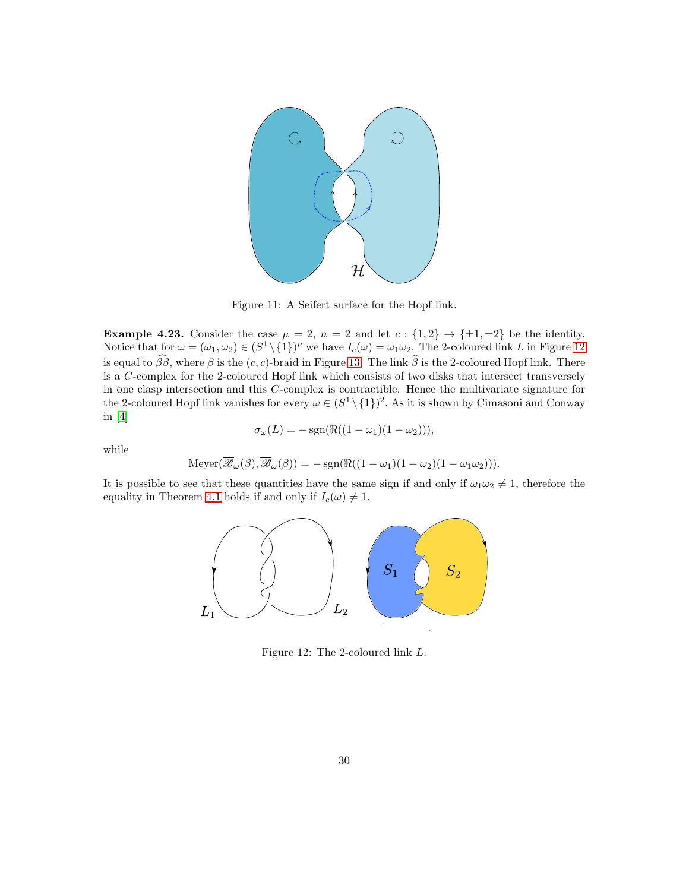Figure 11: A Seifert surface for the Hopf link.

**Example 4.23.** Consider the case $\mu = 2$, $n = 2$ and let $c : \{1, 2\} \to \{\pm 1, \pm 2\}$ be the identity. Notice that for $\omega = (\omega_1, \omega_2) \in (S^1 \setminus \{1\})^\mu$ we have $I_c(\omega) = \omega_1 \omega_2$. The 2-coloured link $L$ in Figure 12 is equal to $\widehat{\beta\beta}$, where $\beta$ is the $(c, c)$-braid in Figure 13. The link $\widehat{\beta}$ is the 2-coloured Hopf link. There is a $C$-complex for the 2-coloured Hopf link which consists of two disks that intersect transversely in one clasp intersection and this $C$-complex is contractible. Hence the multivariate signature for the 2-coloured Hopf link vanishes for every $\omega \in (S^1 \setminus \{1\})^2$. As it is shown by Cimasoni and Conway in [4]

$$\sigma_\omega(L) = -\operatorname{sgn}(\Re((1 - \omega_1)(1 - \omega_2))),$$

while

$$\operatorname{Meyer}(\overline{\mathscr{B}}_\omega(\beta), \overline{\mathscr{B}}_\omega(\beta)) = -\operatorname{sgn}(\Re((1 - \omega_1)(1 - \omega_2)(1 - \omega_1\omega_2))).$$

It is possible to see that these quantities have the same sign if and only if $\omega_1\omega_2 \neq 1$, therefore the equality in Theorem 4.1 holds if and only if $I_c(\omega) \neq 1$.

Figure 12: The 2-coloured link $L$.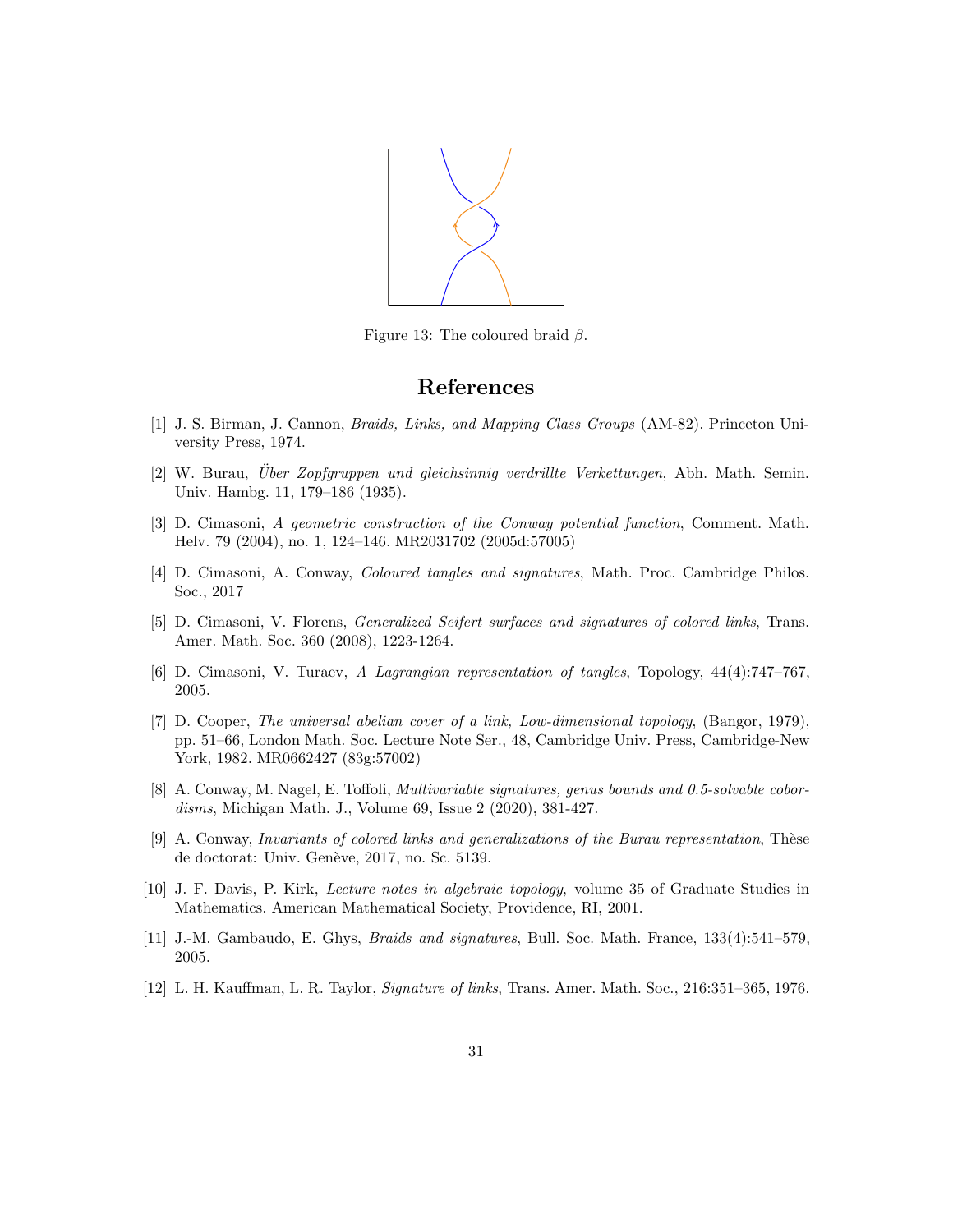Figure 13: The coloured braid $\beta$.

# References

[1] J. S. Birman, J. Cannon, *Braids, Links, and Mapping Class Groups* (AM-82). Princeton University Press, 1974.

[2] W. Burau, *Über Zopfgruppen und gleichsinnig verdrillte Verkettungen*, Abh. Math. Semin. Univ. Hambg. 11, 179–186 (1935).

[3] D. Cimasoni, *A geometric construction of the Conway potential function*, Comment. Math. Helv. 79 (2004), no. 1, 124–146. MR2031702 (2005d:57005)

[4] D. Cimasoni, A. Conway, *Coloured tangles and signatures*, Math. Proc. Cambridge Philos. Soc., 2017

[5] D. Cimasoni, V. Florens, *Generalized Seifert surfaces and signatures of colored links*, Trans. Amer. Math. Soc. 360 (2008), 1223-1264.

[6] D. Cimasoni, V. Turaev, *A Lagrangian representation of tangles*, Topology, 44(4):747–767, 2005.

[7] D. Cooper, *The universal abelian cover of a link, Low-dimensional topology*, (Bangor, 1979), pp. 51–66, London Math. Soc. Lecture Note Ser., 48, Cambridge Univ. Press, Cambridge-New York, 1982. MR0662427 (83g:57002)

[8] A. Conway, M. Nagel, E. Toffoli, *Multivariable signatures, genus bounds and 0.5-solvable cobordisms*, Michigan Math. J., Volume 69, Issue 2 (2020), 381-427.

[9] A. Conway, *Invariants of colored links and generalizations of the Burau representation*, Thèse de doctorat: Univ. Genève, 2017, no. Sc. 5139.

[10] J. F. Davis, P. Kirk, *Lecture notes in algebraic topology*, volume 35 of Graduate Studies in Mathematics. American Mathematical Society, Providence, RI, 2001.

[11] J.-M. Gambaudo, E. Ghys, *Braids and signatures*, Bull. Soc. Math. France, 133(4):541–579, 2005.

[12] L. H. Kauffman, L. R. Taylor, *Signature of links*, Trans. Amer. Math. Soc., 216:351–365, 1976.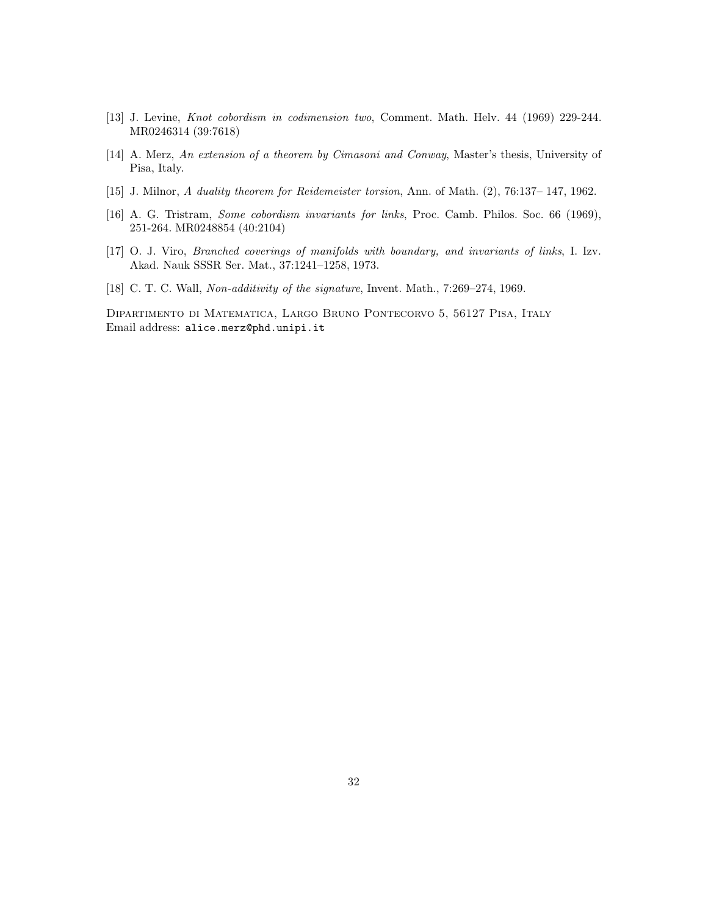[13] J. Levine, *Knot cobordism in codimension two*, Comment. Math. Helv. 44 (1969) 229-244. MR0246314 (39:7618)

[14] A. Merz, *An extension of a theorem by Cimasoni and Conway*, Master's thesis, University of Pisa, Italy.

[15] J. Milnor, *A duality theorem for Reidemeister torsion*, Ann. of Math. (2), 76:137– 147, 1962.

[16] A. G. Tristram, *Some cobordism invariants for links*, Proc. Camb. Philos. Soc. 66 (1969), 251-264. MR0248854 (40:2104)

[17] O. J. Viro, *Branched coverings of manifolds with boundary, and invariants of links*, I. Izv. Akad. Nauk SSSR Ser. Mat., 37:1241–1258, 1973.

[18] C. T. C. Wall, *Non-additivity of the signature*, Invent. Math., 7:269–274, 1969.

Dipartimento di Matematica, Largo Bruno Pontecorvo 5, 56127 Pisa, Italy
Email address: `alice.merz@phd.unipi.it`